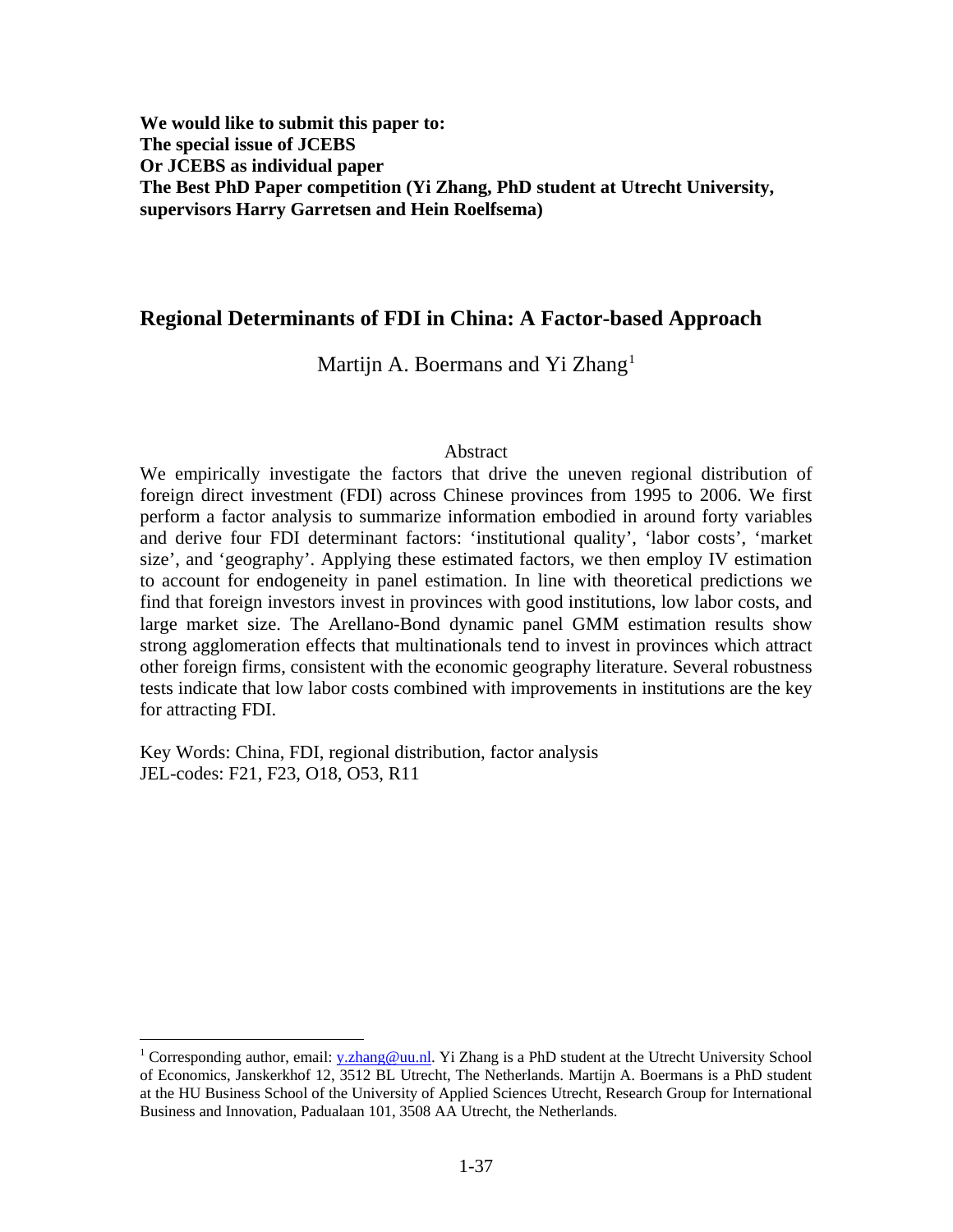**We would like to submit this paper to:**
**The special issue of JCEBS**
**Or JCEBS as individual paper**
**The Best PhD Paper competition (Yi Zhang, PhD student at Utrecht University, supervisors Harry Garretsen and Hein Roelfsema)**

# Regional Determinants of FDI in China: A Factor-based Approach

Martijn A. Boermans and Yi Zhang[1]

## Abstract

We empirically investigate the factors that drive the uneven regional distribution of foreign direct investment (FDI) across Chinese provinces from 1995 to 2006. We first perform a factor analysis to summarize information embodied in around forty variables and derive four FDI determinant factors: 'institutional quality', 'labor costs', 'market size', and 'geography'. Applying these estimated factors, we then employ IV estimation to account for endogeneity in panel estimation. In line with theoretical predictions we find that foreign investors invest in provinces with good institutions, low labor costs, and large market size. The Arellano-Bond dynamic panel GMM estimation results show strong agglomeration effects that multinationals tend to invest in provinces which attract other foreign firms, consistent with the economic geography literature. Several robustness tests indicate that low labor costs combined with improvements in institutions are the key for attracting FDI.

Key Words: China, FDI, regional distribution, factor analysis
JEL-codes: F21, F23, O18, O53, R11

---

[1] Corresponding author, email: y.zhang@uu.nl. Yi Zhang is a PhD student at the Utrecht University School of Economics, Janskerkhof 12, 3512 BL Utrecht, The Netherlands. Martijn A. Boermans is a PhD student at the HU Business School of the University of Applied Sciences Utrecht, Research Group for International Business and Innovation, Padualaan 101, 3508 AA Utrecht, the Netherlands.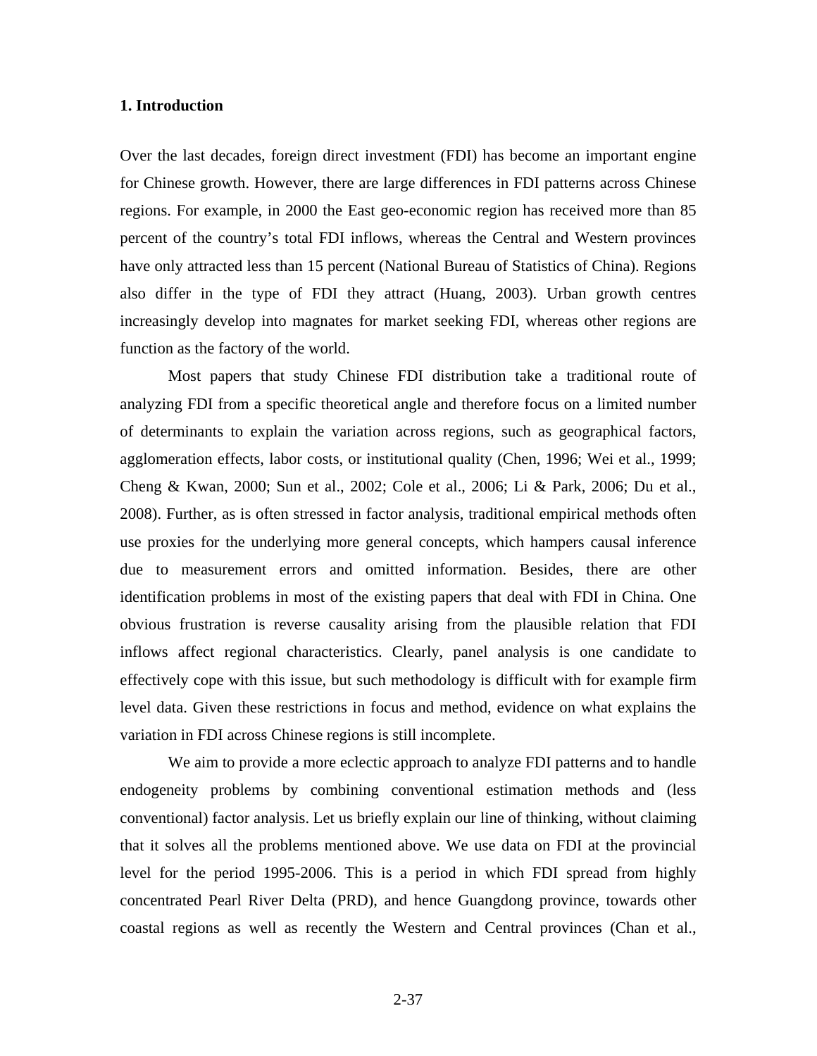## 1. Introduction

Over the last decades, foreign direct investment (FDI) has become an important engine for Chinese growth. However, there are large differences in FDI patterns across Chinese regions. For example, in 2000 the East geo-economic region has received more than 85 percent of the country's total FDI inflows, whereas the Central and Western provinces have only attracted less than 15 percent (National Bureau of Statistics of China). Regions also differ in the type of FDI they attract (Huang, 2003). Urban growth centres increasingly develop into magnates for market seeking FDI, whereas other regions are function as the factory of the world.

Most papers that study Chinese FDI distribution take a traditional route of analyzing FDI from a specific theoretical angle and therefore focus on a limited number of determinants to explain the variation across regions, such as geographical factors, agglomeration effects, labor costs, or institutional quality (Chen, 1996; Wei et al., 1999; Cheng & Kwan, 2000; Sun et al., 2002; Cole et al., 2006; Li & Park, 2006; Du et al., 2008). Further, as is often stressed in factor analysis, traditional empirical methods often use proxies for the underlying more general concepts, which hampers causal inference due to measurement errors and omitted information. Besides, there are other identification problems in most of the existing papers that deal with FDI in China. One obvious frustration is reverse causality arising from the plausible relation that FDI inflows affect regional characteristics. Clearly, panel analysis is one candidate to effectively cope with this issue, but such methodology is difficult with for example firm level data. Given these restrictions in focus and method, evidence on what explains the variation in FDI across Chinese regions is still incomplete.

We aim to provide a more eclectic approach to analyze FDI patterns and to handle endogeneity problems by combining conventional estimation methods and (less conventional) factor analysis. Let us briefly explain our line of thinking, without claiming that it solves all the problems mentioned above. We use data on FDI at the provincial level for the period 1995-2006. This is a period in which FDI spread from highly concentrated Pearl River Delta (PRD), and hence Guangdong province, towards other coastal regions as well as recently the Western and Central provinces (Chan et al.,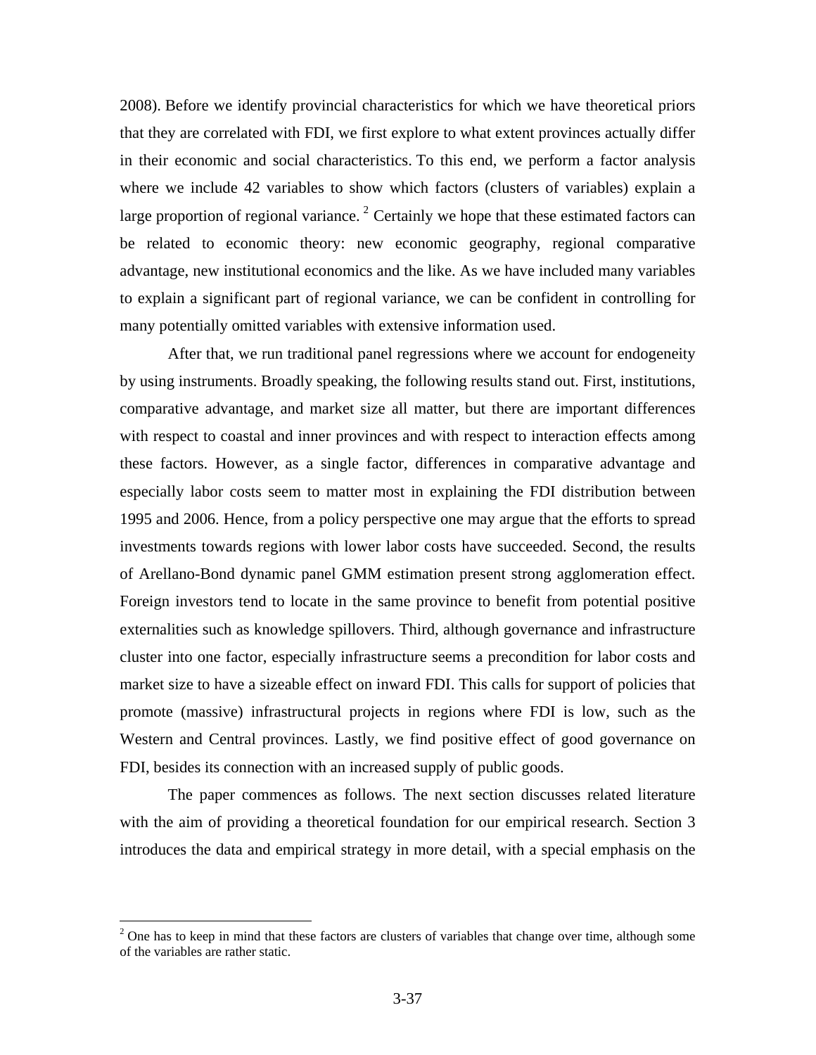2008). Before we identify provincial characteristics for which we have theoretical priors that they are correlated with FDI, we first explore to what extent provinces actually differ in their economic and social characteristics. To this end, we perform a factor analysis where we include 42 variables to show which factors (clusters of variables) explain a large proportion of regional variance. [2] Certainly we hope that these estimated factors can be related to economic theory: new economic geography, regional comparative advantage, new institutional economics and the like. As we have included many variables to explain a significant part of regional variance, we can be confident in controlling for many potentially omitted variables with extensive information used.

After that, we run traditional panel regressions where we account for endogeneity by using instruments. Broadly speaking, the following results stand out. First, institutions, comparative advantage, and market size all matter, but there are important differences with respect to coastal and inner provinces and with respect to interaction effects among these factors. However, as a single factor, differences in comparative advantage and especially labor costs seem to matter most in explaining the FDI distribution between 1995 and 2006. Hence, from a policy perspective one may argue that the efforts to spread investments towards regions with lower labor costs have succeeded. Second, the results of Arellano-Bond dynamic panel GMM estimation present strong agglomeration effect. Foreign investors tend to locate in the same province to benefit from potential positive externalities such as knowledge spillovers. Third, although governance and infrastructure cluster into one factor, especially infrastructure seems a precondition for labor costs and market size to have a sizeable effect on inward FDI. This calls for support of policies that promote (massive) infrastructural projects in regions where FDI is low, such as the Western and Central provinces. Lastly, we find positive effect of good governance on FDI, besides its connection with an increased supply of public goods.

The paper commences as follows. The next section discusses related literature with the aim of providing a theoretical foundation for our empirical research. Section 3 introduces the data and empirical strategy in more detail, with a special emphasis on the

[2] One has to keep in mind that these factors are clusters of variables that change over time, although some of the variables are rather static.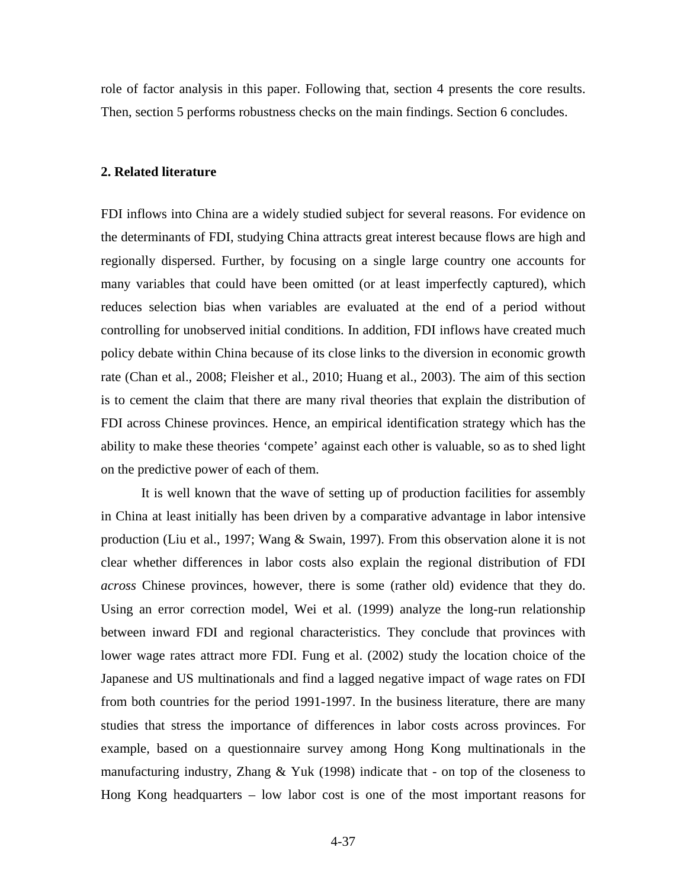role of factor analysis in this paper. Following that, section 4 presents the core results. Then, section 5 performs robustness checks on the main findings. Section 6 concludes.

## 2. Related literature

FDI inflows into China are a widely studied subject for several reasons. For evidence on the determinants of FDI, studying China attracts great interest because flows are high and regionally dispersed. Further, by focusing on a single large country one accounts for many variables that could have been omitted (or at least imperfectly captured), which reduces selection bias when variables are evaluated at the end of a period without controlling for unobserved initial conditions. In addition, FDI inflows have created much policy debate within China because of its close links to the diversion in economic growth rate (Chan et al., 2008; Fleisher et al., 2010; Huang et al., 2003). The aim of this section is to cement the claim that there are many rival theories that explain the distribution of FDI across Chinese provinces. Hence, an empirical identification strategy which has the ability to make these theories 'compete' against each other is valuable, so as to shed light on the predictive power of each of them.

It is well known that the wave of setting up of production facilities for assembly in China at least initially has been driven by a comparative advantage in labor intensive production (Liu et al., 1997; Wang & Swain, 1997). From this observation alone it is not clear whether differences in labor costs also explain the regional distribution of FDI *across* Chinese provinces, however, there is some (rather old) evidence that they do. Using an error correction model, Wei et al. (1999) analyze the long-run relationship between inward FDI and regional characteristics. They conclude that provinces with lower wage rates attract more FDI. Fung et al. (2002) study the location choice of the Japanese and US multinationals and find a lagged negative impact of wage rates on FDI from both countries for the period 1991-1997. In the business literature, there are many studies that stress the importance of differences in labor costs across provinces. For example, based on a questionnaire survey among Hong Kong multinationals in the manufacturing industry, Zhang & Yuk (1998) indicate that - on top of the closeness to Hong Kong headquarters – low labor cost is one of the most important reasons for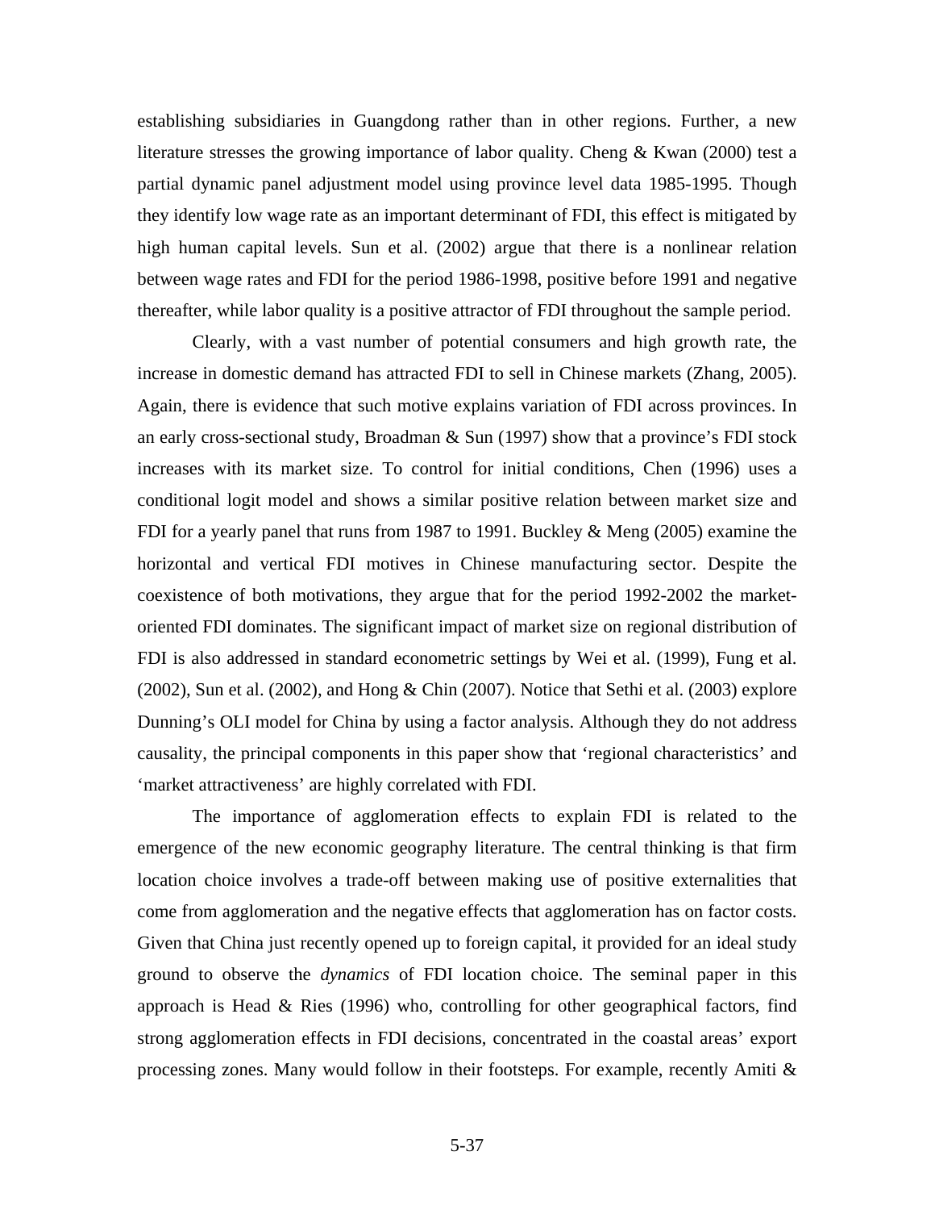establishing subsidiaries in Guangdong rather than in other regions. Further, a new literature stresses the growing importance of labor quality. Cheng & Kwan (2000) test a partial dynamic panel adjustment model using province level data 1985-1995. Though they identify low wage rate as an important determinant of FDI, this effect is mitigated by high human capital levels. Sun et al. (2002) argue that there is a nonlinear relation between wage rates and FDI for the period 1986-1998, positive before 1991 and negative thereafter, while labor quality is a positive attractor of FDI throughout the sample period.

Clearly, with a vast number of potential consumers and high growth rate, the increase in domestic demand has attracted FDI to sell in Chinese markets (Zhang, 2005). Again, there is evidence that such motive explains variation of FDI across provinces. In an early cross-sectional study, Broadman & Sun (1997) show that a province's FDI stock increases with its market size. To control for initial conditions, Chen (1996) uses a conditional logit model and shows a similar positive relation between market size and FDI for a yearly panel that runs from 1987 to 1991. Buckley & Meng (2005) examine the horizontal and vertical FDI motives in Chinese manufacturing sector. Despite the coexistence of both motivations, they argue that for the period 1992-2002 the market-oriented FDI dominates. The significant impact of market size on regional distribution of FDI is also addressed in standard econometric settings by Wei et al. (1999), Fung et al. (2002), Sun et al. (2002), and Hong & Chin (2007). Notice that Sethi et al. (2003) explore Dunning's OLI model for China by using a factor analysis. Although they do not address causality, the principal components in this paper show that 'regional characteristics' and 'market attractiveness' are highly correlated with FDI.

The importance of agglomeration effects to explain FDI is related to the emergence of the new economic geography literature. The central thinking is that firm location choice involves a trade-off between making use of positive externalities that come from agglomeration and the negative effects that agglomeration has on factor costs. Given that China just recently opened up to foreign capital, it provided for an ideal study ground to observe the *dynamics* of FDI location choice. The seminal paper in this approach is Head & Ries (1996) who, controlling for other geographical factors, find strong agglomeration effects in FDI decisions, concentrated in the coastal areas' export processing zones. Many would follow in their footsteps. For example, recently Amiti &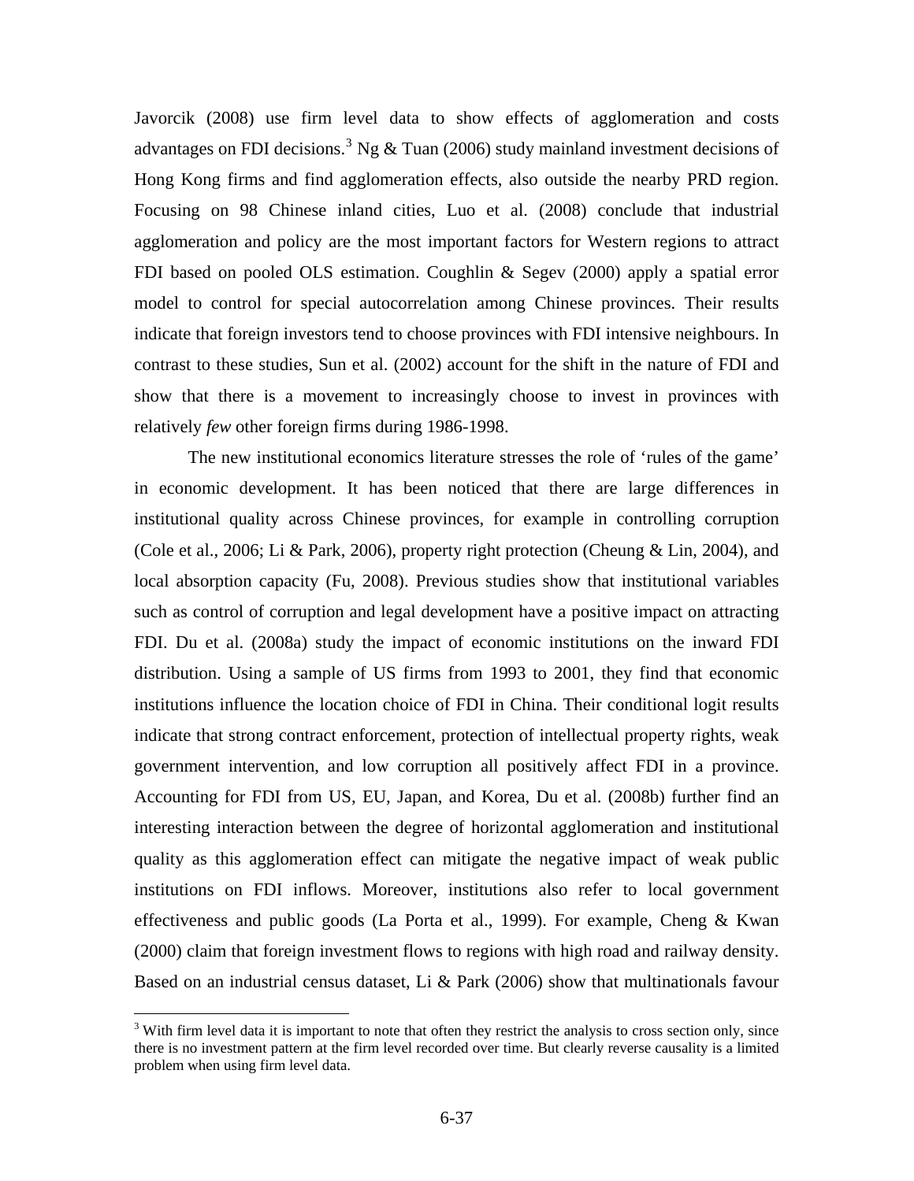Javorcik (2008) use firm level data to show effects of agglomeration and costs advantages on FDI decisions.[3] Ng & Tuan (2006) study mainland investment decisions of Hong Kong firms and find agglomeration effects, also outside the nearby PRD region. Focusing on 98 Chinese inland cities, Luo et al. (2008) conclude that industrial agglomeration and policy are the most important factors for Western regions to attract FDI based on pooled OLS estimation. Coughlin & Segev (2000) apply a spatial error model to control for special autocorrelation among Chinese provinces. Their results indicate that foreign investors tend to choose provinces with FDI intensive neighbours. In contrast to these studies, Sun et al. (2002) account for the shift in the nature of FDI and show that there is a movement to increasingly choose to invest in provinces with relatively *few* other foreign firms during 1986-1998.

The new institutional economics literature stresses the role of 'rules of the game' in economic development. It has been noticed that there are large differences in institutional quality across Chinese provinces, for example in controlling corruption (Cole et al., 2006; Li & Park, 2006), property right protection (Cheung & Lin, 2004), and local absorption capacity (Fu, 2008). Previous studies show that institutional variables such as control of corruption and legal development have a positive impact on attracting FDI. Du et al. (2008a) study the impact of economic institutions on the inward FDI distribution. Using a sample of US firms from 1993 to 2001, they find that economic institutions influence the location choice of FDI in China. Their conditional logit results indicate that strong contract enforcement, protection of intellectual property rights, weak government intervention, and low corruption all positively affect FDI in a province. Accounting for FDI from US, EU, Japan, and Korea, Du et al. (2008b) further find an interesting interaction between the degree of horizontal agglomeration and institutional quality as this agglomeration effect can mitigate the negative impact of weak public institutions on FDI inflows. Moreover, institutions also refer to local government effectiveness and public goods (La Porta et al., 1999). For example, Cheng & Kwan (2000) claim that foreign investment flows to regions with high road and railway density. Based on an industrial census dataset, Li & Park (2006) show that multinationals favour

[3] With firm level data it is important to note that often they restrict the analysis to cross section only, since there is no investment pattern at the firm level recorded over time. But clearly reverse causality is a limited problem when using firm level data.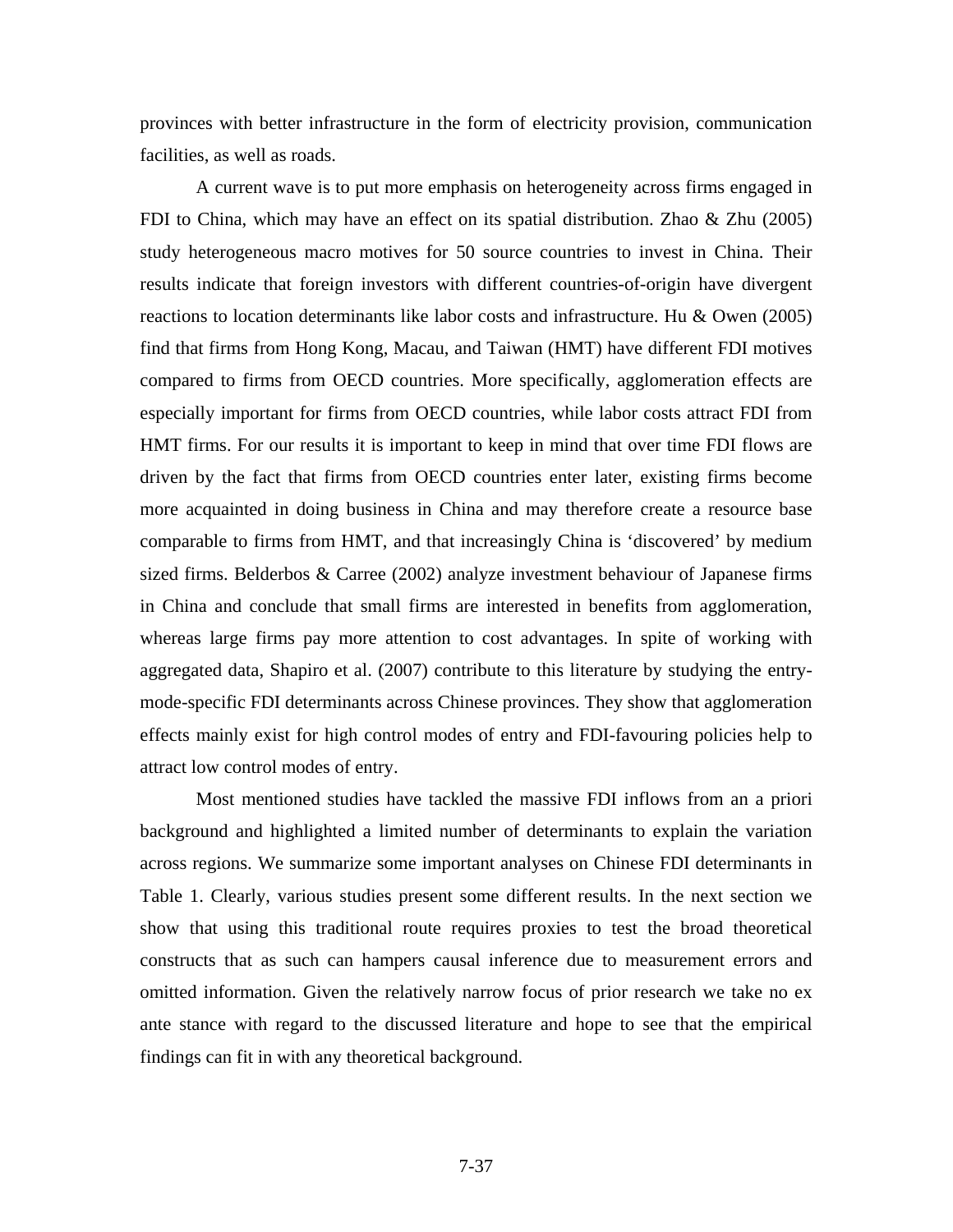provinces with better infrastructure in the form of electricity provision, communication facilities, as well as roads.

A current wave is to put more emphasis on heterogeneity across firms engaged in FDI to China, which may have an effect on its spatial distribution. Zhao & Zhu (2005) study heterogeneous macro motives for 50 source countries to invest in China. Their results indicate that foreign investors with different countries-of-origin have divergent reactions to location determinants like labor costs and infrastructure. Hu & Owen (2005) find that firms from Hong Kong, Macau, and Taiwan (HMT) have different FDI motives compared to firms from OECD countries. More specifically, agglomeration effects are especially important for firms from OECD countries, while labor costs attract FDI from HMT firms. For our results it is important to keep in mind that over time FDI flows are driven by the fact that firms from OECD countries enter later, existing firms become more acquainted in doing business in China and may therefore create a resource base comparable to firms from HMT, and that increasingly China is 'discovered' by medium sized firms. Belderbos & Carree (2002) analyze investment behaviour of Japanese firms in China and conclude that small firms are interested in benefits from agglomeration, whereas large firms pay more attention to cost advantages. In spite of working with aggregated data, Shapiro et al. (2007) contribute to this literature by studying the entry-mode-specific FDI determinants across Chinese provinces. They show that agglomeration effects mainly exist for high control modes of entry and FDI-favouring policies help to attract low control modes of entry.

Most mentioned studies have tackled the massive FDI inflows from an a priori background and highlighted a limited number of determinants to explain the variation across regions. We summarize some important analyses on Chinese FDI determinants in Table 1. Clearly, various studies present some different results. In the next section we show that using this traditional route requires proxies to test the broad theoretical constructs that as such can hampers causal inference due to measurement errors and omitted information. Given the relatively narrow focus of prior research we take no ex ante stance with regard to the discussed literature and hope to see that the empirical findings can fit in with any theoretical background.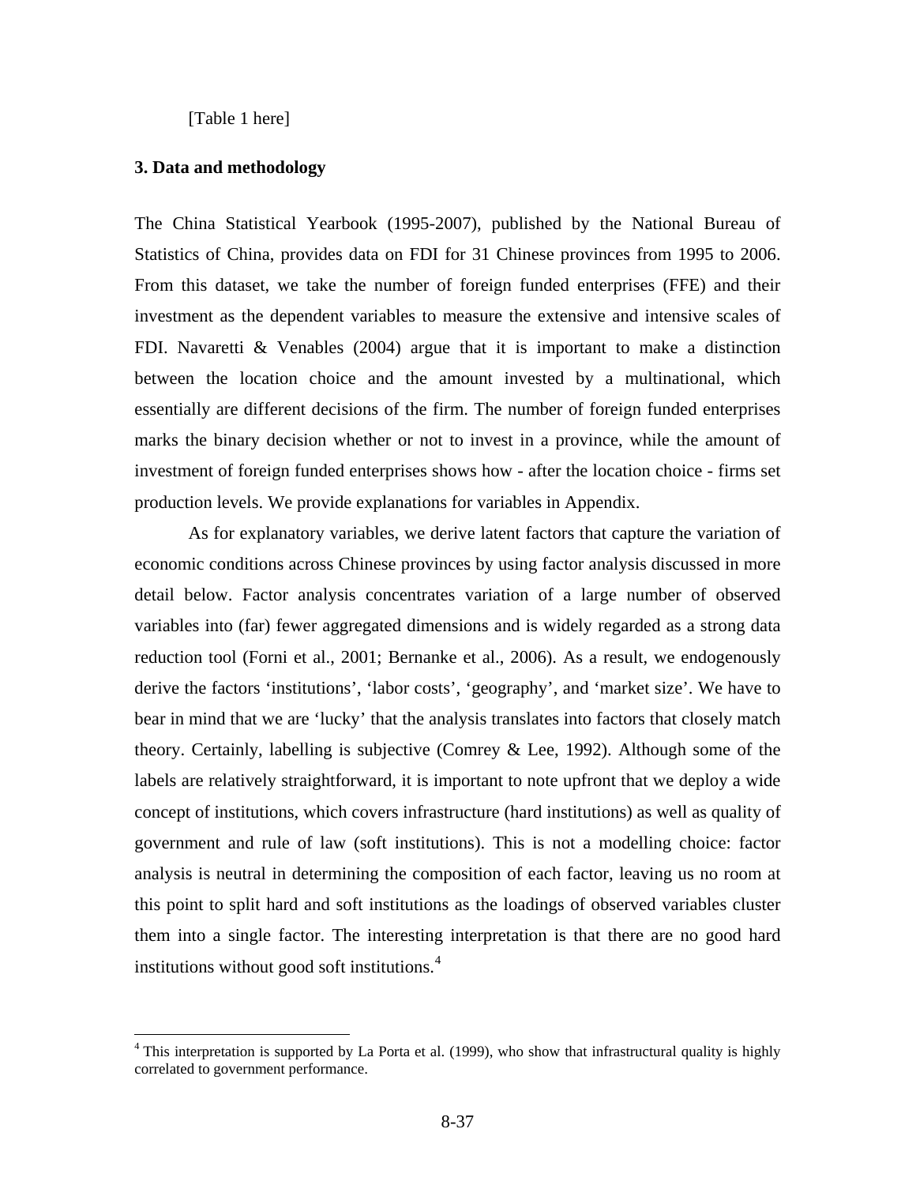[Table 1 here]

### 3. Data and methodology

The China Statistical Yearbook (1995-2007), published by the National Bureau of Statistics of China, provides data on FDI for 31 Chinese provinces from 1995 to 2006. From this dataset, we take the number of foreign funded enterprises (FFE) and their investment as the dependent variables to measure the extensive and intensive scales of FDI. Navaretti & Venables (2004) argue that it is important to make a distinction between the location choice and the amount invested by a multinational, which essentially are different decisions of the firm. The number of foreign funded enterprises marks the binary decision whether or not to invest in a province, while the amount of investment of foreign funded enterprises shows how - after the location choice - firms set production levels. We provide explanations for variables in Appendix.

As for explanatory variables, we derive latent factors that capture the variation of economic conditions across Chinese provinces by using factor analysis discussed in more detail below. Factor analysis concentrates variation of a large number of observed variables into (far) fewer aggregated dimensions and is widely regarded as a strong data reduction tool (Forni et al., 2001; Bernanke et al., 2006). As a result, we endogenously derive the factors 'institutions', 'labor costs', 'geography', and 'market size'. We have to bear in mind that we are 'lucky' that the analysis translates into factors that closely match theory. Certainly, labelling is subjective (Comrey & Lee, 1992). Although some of the labels are relatively straightforward, it is important to note upfront that we deploy a wide concept of institutions, which covers infrastructure (hard institutions) as well as quality of government and rule of law (soft institutions). This is not a modelling choice: factor analysis is neutral in determining the composition of each factor, leaving us no room at this point to split hard and soft institutions as the loadings of observed variables cluster them into a single factor. The interesting interpretation is that there are no good hard institutions without good soft institutions.[4]

[4] This interpretation is supported by La Porta et al. (1999), who show that infrastructural quality is highly correlated to government performance.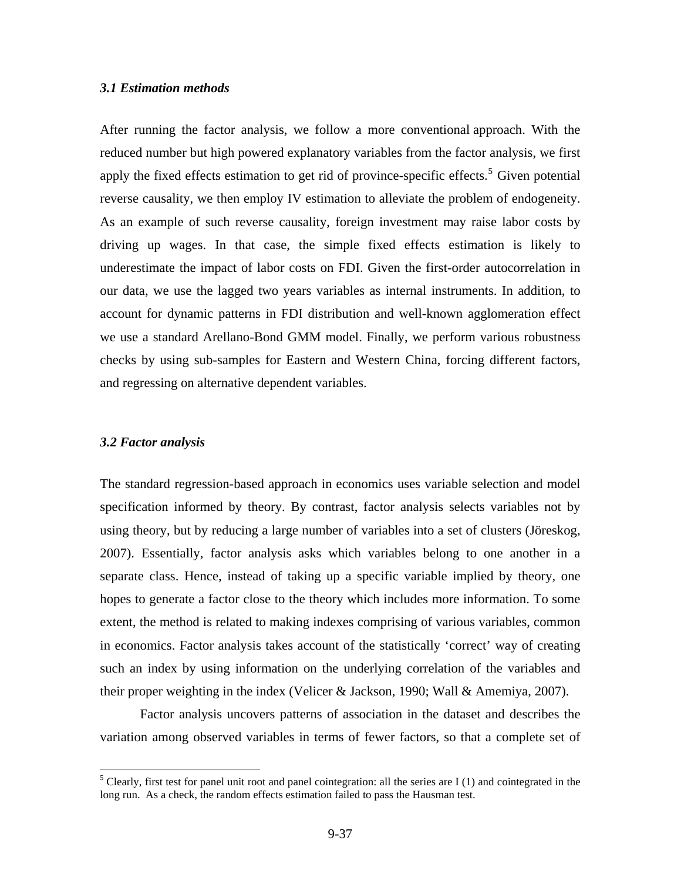### *3.1 Estimation methods*

After running the factor analysis, we follow a more conventional approach. With the reduced number but high powered explanatory variables from the factor analysis, we first apply the fixed effects estimation to get rid of province-specific effects.[5] Given potential reverse causality, we then employ IV estimation to alleviate the problem of endogeneity. As an example of such reverse causality, foreign investment may raise labor costs by driving up wages. In that case, the simple fixed effects estimation is likely to underestimate the impact of labor costs on FDI. Given the first-order autocorrelation in our data, we use the lagged two years variables as internal instruments. In addition, to account for dynamic patterns in FDI distribution and well-known agglomeration effect we use a standard Arellano-Bond GMM model. Finally, we perform various robustness checks by using sub-samples for Eastern and Western China, forcing different factors, and regressing on alternative dependent variables.

### *3.2 Factor analysis*

The standard regression-based approach in economics uses variable selection and model specification informed by theory. By contrast, factor analysis selects variables not by using theory, but by reducing a large number of variables into a set of clusters (Jöreskog, 2007). Essentially, factor analysis asks which variables belong to one another in a separate class. Hence, instead of taking up a specific variable implied by theory, one hopes to generate a factor close to the theory which includes more information. To some extent, the method is related to making indexes comprising of various variables, common in economics. Factor analysis takes account of the statistically 'correct' way of creating such an index by using information on the underlying correlation of the variables and their proper weighting in the index (Velicer & Jackson, 1990; Wall & Amemiya, 2007).

Factor analysis uncovers patterns of association in the dataset and describes the variation among observed variables in terms of fewer factors, so that a complete set of

---

[5] Clearly, first test for panel unit root and panel cointegration: all the series are I (1) and cointegrated in the long run. As a check, the random effects estimation failed to pass the Hausman test.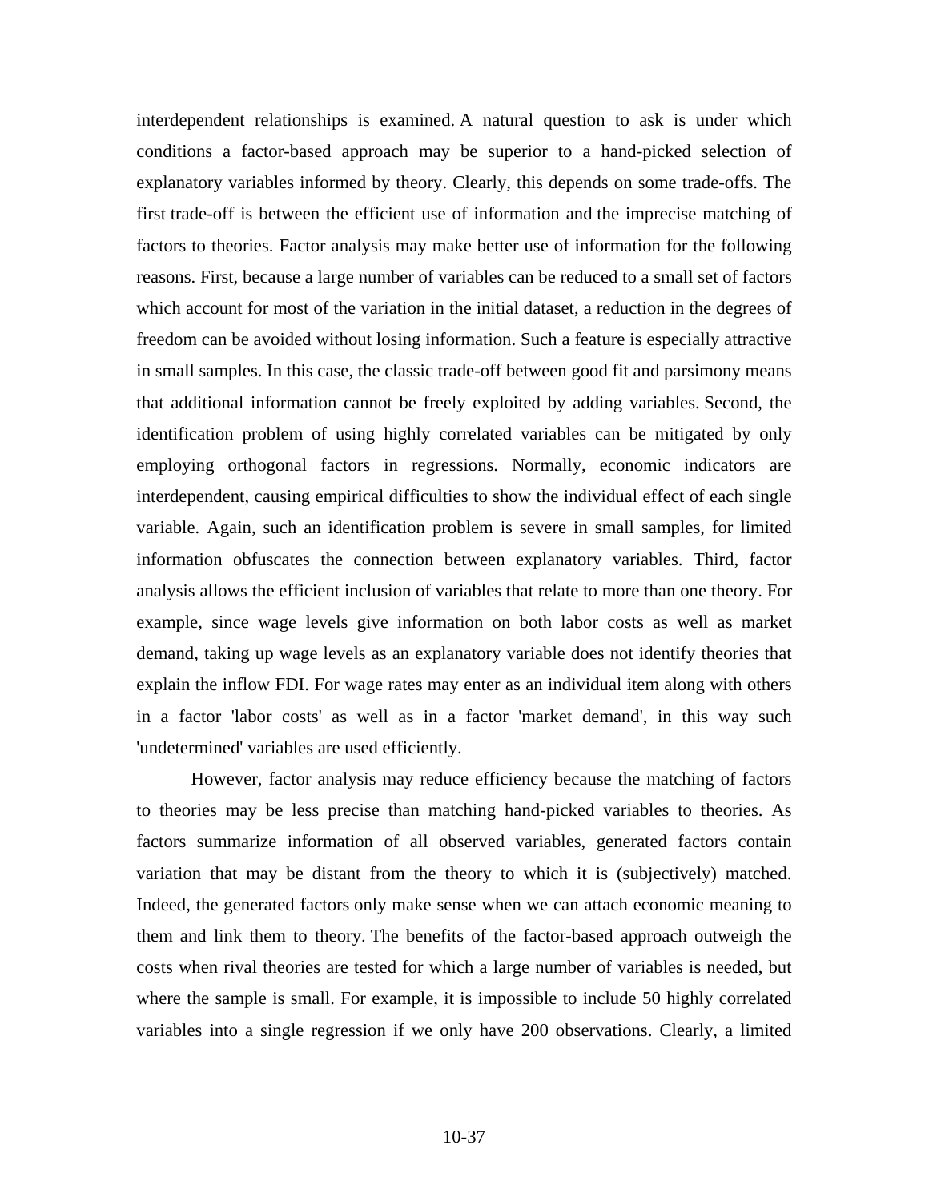interdependent relationships is examined. A natural question to ask is under which conditions a factor-based approach may be superior to a hand-picked selection of explanatory variables informed by theory. Clearly, this depends on some trade-offs. The first trade-off is between the efficient use of information and the imprecise matching of factors to theories. Factor analysis may make better use of information for the following reasons. First, because a large number of variables can be reduced to a small set of factors which account for most of the variation in the initial dataset, a reduction in the degrees of freedom can be avoided without losing information. Such a feature is especially attractive in small samples. In this case, the classic trade-off between good fit and parsimony means that additional information cannot be freely exploited by adding variables. Second, the identification problem of using highly correlated variables can be mitigated by only employing orthogonal factors in regressions. Normally, economic indicators are interdependent, causing empirical difficulties to show the individual effect of each single variable. Again, such an identification problem is severe in small samples, for limited information obfuscates the connection between explanatory variables. Third, factor analysis allows the efficient inclusion of variables that relate to more than one theory. For example, since wage levels give information on both labor costs as well as market demand, taking up wage levels as an explanatory variable does not identify theories that explain the inflow FDI. For wage rates may enter as an individual item along with others in a factor 'labor costs' as well as in a factor 'market demand', in this way such 'undetermined' variables are used efficiently.

However, factor analysis may reduce efficiency because the matching of factors to theories may be less precise than matching hand-picked variables to theories. As factors summarize information of all observed variables, generated factors contain variation that may be distant from the theory to which it is (subjectively) matched. Indeed, the generated factors only make sense when we can attach economic meaning to them and link them to theory. The benefits of the factor-based approach outweigh the costs when rival theories are tested for which a large number of variables is needed, but where the sample is small. For example, it is impossible to include 50 highly correlated variables into a single regression if we only have 200 observations. Clearly, a limited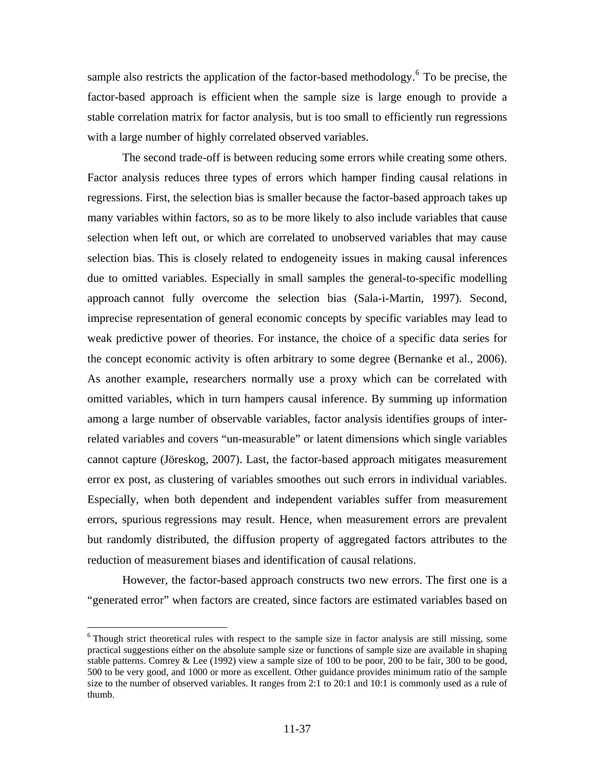sample also restricts the application of the factor-based methodology.[6] To be precise, the factor-based approach is efficient when the sample size is large enough to provide a stable correlation matrix for factor analysis, but is too small to efficiently run regressions with a large number of highly correlated observed variables.

The second trade-off is between reducing some errors while creating some others. Factor analysis reduces three types of errors which hamper finding causal relations in regressions. First, the selection bias is smaller because the factor-based approach takes up many variables within factors, so as to be more likely to also include variables that cause selection when left out, or which are correlated to unobserved variables that may cause selection bias. This is closely related to endogeneity issues in making causal inferences due to omitted variables. Especially in small samples the general-to-specific modelling approach cannot fully overcome the selection bias (Sala-i-Martin, 1997). Second, imprecise representation of general economic concepts by specific variables may lead to weak predictive power of theories. For instance, the choice of a specific data series for the concept economic activity is often arbitrary to some degree (Bernanke et al., 2006). As another example, researchers normally use a proxy which can be correlated with omitted variables, which in turn hampers causal inference. By summing up information among a large number of observable variables, factor analysis identifies groups of inter-related variables and covers "un-measurable" or latent dimensions which single variables cannot capture (Jöreskog, 2007). Last, the factor-based approach mitigates measurement error ex post, as clustering of variables smoothes out such errors in individual variables. Especially, when both dependent and independent variables suffer from measurement errors, spurious regressions may result. Hence, when measurement errors are prevalent but randomly distributed, the diffusion property of aggregated factors attributes to the reduction of measurement biases and identification of causal relations.

However, the factor-based approach constructs two new errors. The first one is a "generated error" when factors are created, since factors are estimated variables based on

---

[6] Though strict theoretical rules with respect to the sample size in factor analysis are still missing, some practical suggestions either on the absolute sample size or functions of sample size are available in shaping stable patterns. Comrey & Lee (1992) view a sample size of 100 to be poor, 200 to be fair, 300 to be good, 500 to be very good, and 1000 or more as excellent. Other guidance provides minimum ratio of the sample size to the number of observed variables. It ranges from 2:1 to 20:1 and 10:1 is commonly used as a rule of thumb.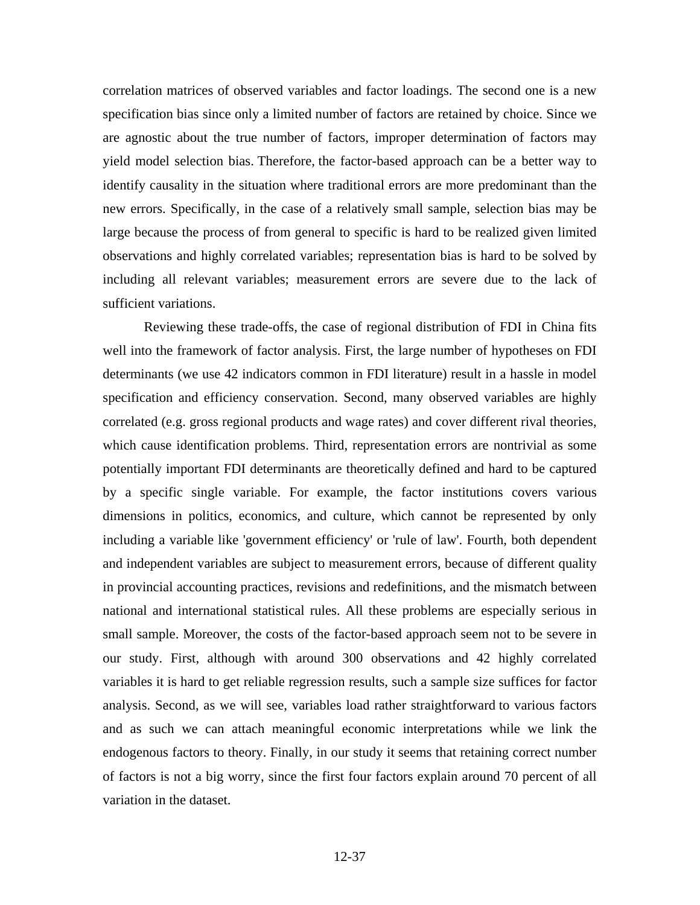correlation matrices of observed variables and factor loadings. The second one is a new specification bias since only a limited number of factors are retained by choice. Since we are agnostic about the true number of factors, improper determination of factors may yield model selection bias. Therefore, the factor-based approach can be a better way to identify causality in the situation where traditional errors are more predominant than the new errors. Specifically, in the case of a relatively small sample, selection bias may be large because the process of from general to specific is hard to be realized given limited observations and highly correlated variables; representation bias is hard to be solved by including all relevant variables; measurement errors are severe due to the lack of sufficient variations.

Reviewing these trade-offs, the case of regional distribution of FDI in China fits well into the framework of factor analysis. First, the large number of hypotheses on FDI determinants (we use 42 indicators common in FDI literature) result in a hassle in model specification and efficiency conservation. Second, many observed variables are highly correlated (e.g. gross regional products and wage rates) and cover different rival theories, which cause identification problems. Third, representation errors are nontrivial as some potentially important FDI determinants are theoretically defined and hard to be captured by a specific single variable. For example, the factor institutions covers various dimensions in politics, economics, and culture, which cannot be represented by only including a variable like 'government efficiency' or 'rule of law'. Fourth, both dependent and independent variables are subject to measurement errors, because of different quality in provincial accounting practices, revisions and redefinitions, and the mismatch between national and international statistical rules. All these problems are especially serious in small sample. Moreover, the costs of the factor-based approach seem not to be severe in our study. First, although with around 300 observations and 42 highly correlated variables it is hard to get reliable regression results, such a sample size suffices for factor analysis. Second, as we will see, variables load rather straightforward to various factors and as such we can attach meaningful economic interpretations while we link the endogenous factors to theory. Finally, in our study it seems that retaining correct number of factors is not a big worry, since the first four factors explain around 70 percent of all variation in the dataset.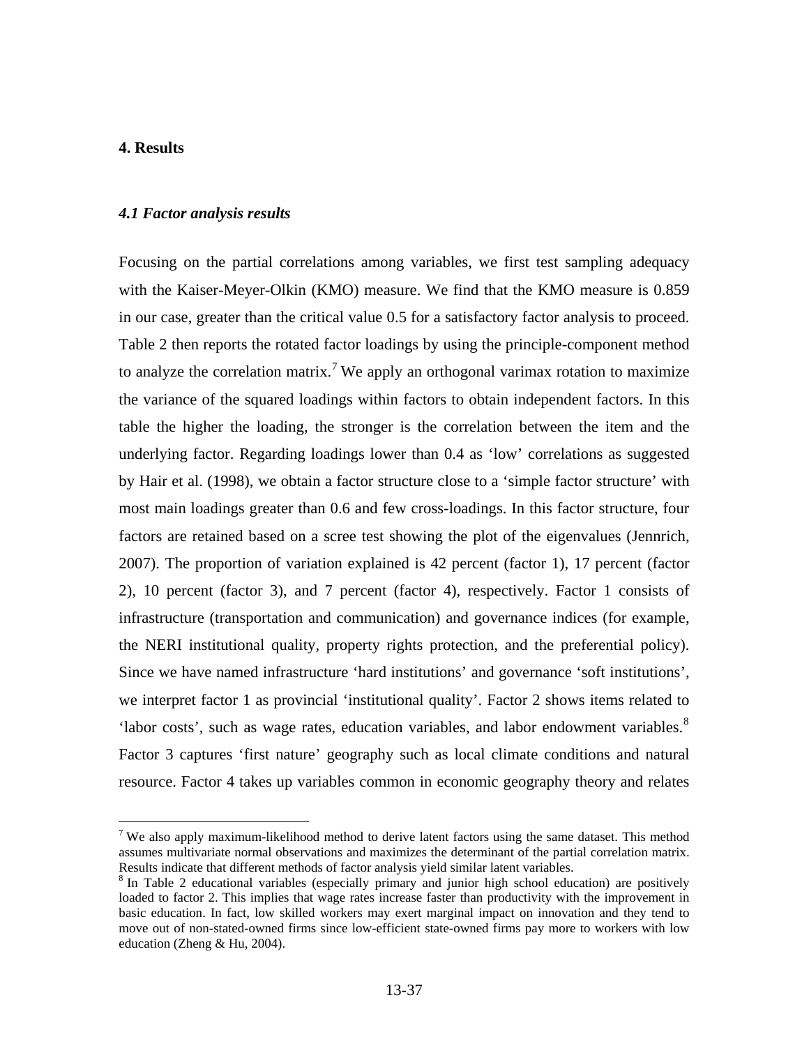## 4. Results

### *4.1 Factor analysis results*

Focusing on the partial correlations among variables, we first test sampling adequacy with the Kaiser-Meyer-Olkin (KMO) measure. We find that the KMO measure is 0.859 in our case, greater than the critical value 0.5 for a satisfactory factor analysis to proceed. Table 2 then reports the rotated factor loadings by using the principle-component method to analyze the correlation matrix.[7] We apply an orthogonal varimax rotation to maximize the variance of the squared loadings within factors to obtain independent factors. In this table the higher the loading, the stronger is the correlation between the item and the underlying factor. Regarding loadings lower than 0.4 as 'low' correlations as suggested by Hair et al. (1998), we obtain a factor structure close to a 'simple factor structure' with most main loadings greater than 0.6 and few cross-loadings. In this factor structure, four factors are retained based on a scree test showing the plot of the eigenvalues (Jennrich, 2007). The proportion of variation explained is 42 percent (factor 1), 17 percent (factor 2), 10 percent (factor 3), and 7 percent (factor 4), respectively. Factor 1 consists of infrastructure (transportation and communication) and governance indices (for example, the NERI institutional quality, property rights protection, and the preferential policy). Since we have named infrastructure 'hard institutions' and governance 'soft institutions', we interpret factor 1 as provincial 'institutional quality'. Factor 2 shows items related to 'labor costs', such as wage rates, education variables, and labor endowment variables.[8] Factor 3 captures 'first nature' geography such as local climate conditions and natural resource. Factor 4 takes up variables common in economic geography theory and relates

---

[7] We also apply maximum-likelihood method to derive latent factors using the same dataset. This method assumes multivariate normal observations and maximizes the determinant of the partial correlation matrix. Results indicate that different methods of factor analysis yield similar latent variables.

[8] In Table 2 educational variables (especially primary and junior high school education) are positively loaded to factor 2. This implies that wage rates increase faster than productivity with the improvement in basic education. In fact, low skilled workers may exert marginal impact on innovation and they tend to move out of non-stated-owned firms since low-efficient state-owned firms pay more to workers with low education (Zheng & Hu, 2004).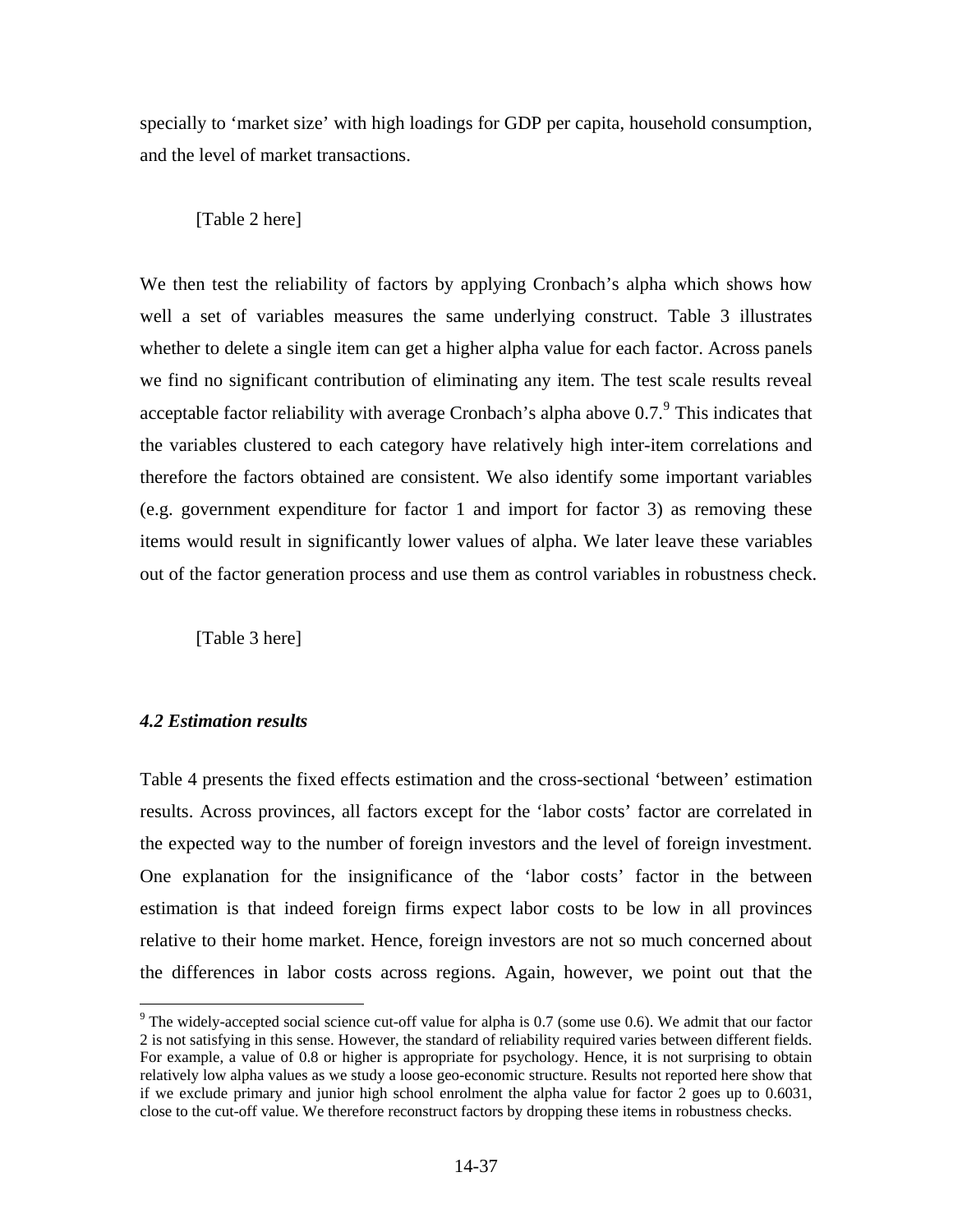specially to 'market size' with high loadings for GDP per capita, household consumption, and the level of market transactions.

[Table 2 here]

We then test the reliability of factors by applying Cronbach's alpha which shows how well a set of variables measures the same underlying construct. Table 3 illustrates whether to delete a single item can get a higher alpha value for each factor. Across panels we find no significant contribution of eliminating any item. The test scale results reveal acceptable factor reliability with average Cronbach's alpha above 0.7.[9] This indicates that the variables clustered to each category have relatively high inter-item correlations and therefore the factors obtained are consistent. We also identify some important variables (e.g. government expenditure for factor 1 and import for factor 3) as removing these items would result in significantly lower values of alpha. We later leave these variables out of the factor generation process and use them as control variables in robustness check.

[Table 3 here]

### *4.2 Estimation results*

Table 4 presents the fixed effects estimation and the cross-sectional 'between' estimation results. Across provinces, all factors except for the 'labor costs' factor are correlated in the expected way to the number of foreign investors and the level of foreign investment. One explanation for the insignificance of the 'labor costs' factor in the between estimation is that indeed foreign firms expect labor costs to be low in all provinces relative to their home market. Hence, foreign investors are not so much concerned about the differences in labor costs across regions. Again, however, we point out that the

[9] The widely-accepted social science cut-off value for alpha is 0.7 (some use 0.6). We admit that our factor 2 is not satisfying in this sense. However, the standard of reliability required varies between different fields. For example, a value of 0.8 or higher is appropriate for psychology. Hence, it is not surprising to obtain relatively low alpha values as we study a loose geo-economic structure. Results not reported here show that if we exclude primary and junior high school enrolment the alpha value for factor 2 goes up to 0.6031, close to the cut-off value. We therefore reconstruct factors by dropping these items in robustness checks.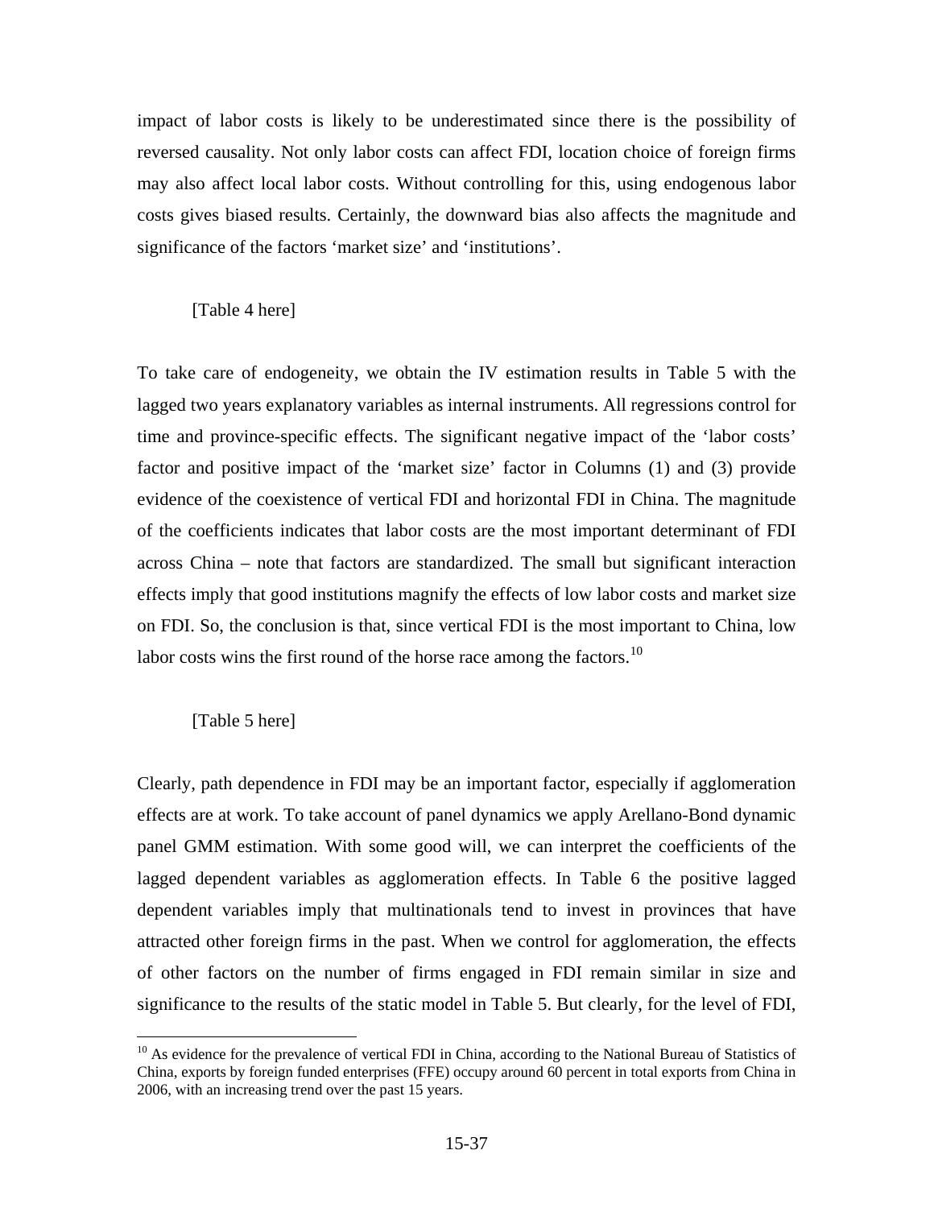impact of labor costs is likely to be underestimated since there is the possibility of reversed causality. Not only labor costs can affect FDI, location choice of foreign firms may also affect local labor costs. Without controlling for this, using endogenous labor costs gives biased results. Certainly, the downward bias also affects the magnitude and significance of the factors 'market size' and 'institutions'.

[Table 4 here]

To take care of endogeneity, we obtain the IV estimation results in Table 5 with the lagged two years explanatory variables as internal instruments. All regressions control for time and province-specific effects. The significant negative impact of the 'labor costs' factor and positive impact of the 'market size' factor in Columns (1) and (3) provide evidence of the coexistence of vertical FDI and horizontal FDI in China. The magnitude of the coefficients indicates that labor costs are the most important determinant of FDI across China – note that factors are standardized. The small but significant interaction effects imply that good institutions magnify the effects of low labor costs and market size on FDI. So, the conclusion is that, since vertical FDI is the most important to China, low labor costs wins the first round of the horse race among the factors.[10]

[Table 5 here]

Clearly, path dependence in FDI may be an important factor, especially if agglomeration effects are at work. To take account of panel dynamics we apply Arellano-Bond dynamic panel GMM estimation. With some good will, we can interpret the coefficients of the lagged dependent variables as agglomeration effects. In Table 6 the positive lagged dependent variables imply that multinationals tend to invest in provinces that have attracted other foreign firms in the past. When we control for agglomeration, the effects of other factors on the number of firms engaged in FDI remain similar in size and significance to the results of the static model in Table 5. But clearly, for the level of FDI,

[10] As evidence for the prevalence of vertical FDI in China, according to the National Bureau of Statistics of China, exports by foreign funded enterprises (FFE) occupy around 60 percent in total exports from China in 2006, with an increasing trend over the past 15 years.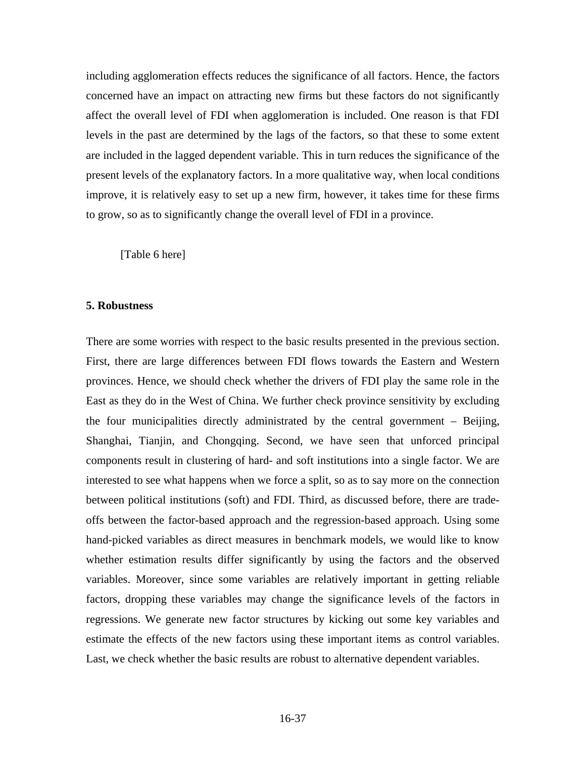including agglomeration effects reduces the significance of all factors. Hence, the factors concerned have an impact on attracting new firms but these factors do not significantly affect the overall level of FDI when agglomeration is included. One reason is that FDI levels in the past are determined by the lags of the factors, so that these to some extent are included in the lagged dependent variable. This in turn reduces the significance of the present levels of the explanatory factors. In a more qualitative way, when local conditions improve, it is relatively easy to set up a new firm, however, it takes time for these firms to grow, so as to significantly change the overall level of FDI in a province.

[Table 6 here]

## 5. Robustness

There are some worries with respect to the basic results presented in the previous section. First, there are large differences between FDI flows towards the Eastern and Western provinces. Hence, we should check whether the drivers of FDI play the same role in the East as they do in the West of China. We further check province sensitivity by excluding the four municipalities directly administrated by the central government – Beijing, Shanghai, Tianjin, and Chongqing. Second, we have seen that unforced principal components result in clustering of hard- and soft institutions into a single factor. We are interested to see what happens when we force a split, so as to say more on the connection between political institutions (soft) and FDI. Third, as discussed before, there are trade-offs between the factor-based approach and the regression-based approach. Using some hand-picked variables as direct measures in benchmark models, we would like to know whether estimation results differ significantly by using the factors and the observed variables. Moreover, since some variables are relatively important in getting reliable factors, dropping these variables may change the significance levels of the factors in regressions. We generate new factor structures by kicking out some key variables and estimate the effects of the new factors using these important items as control variables. Last, we check whether the basic results are robust to alternative dependent variables.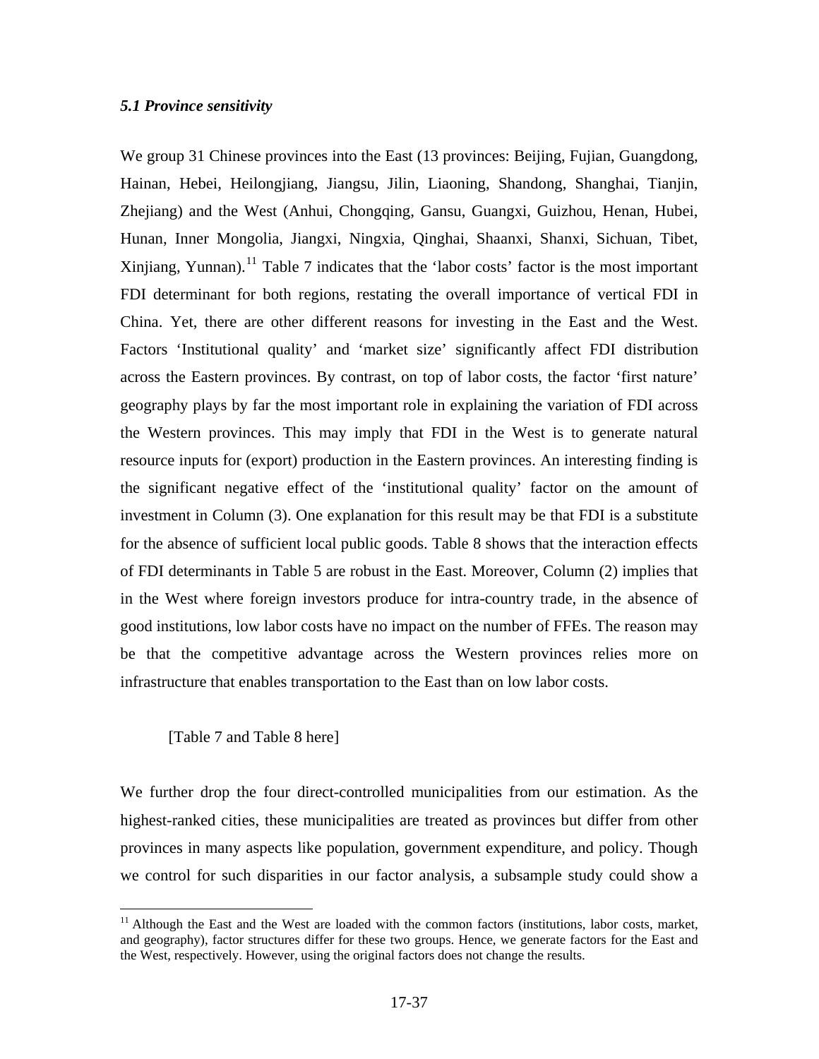### *5.1 Province sensitivity*

We group 31 Chinese provinces into the East (13 provinces: Beijing, Fujian, Guangdong, Hainan, Hebei, Heilongjiang, Jiangsu, Jilin, Liaoning, Shandong, Shanghai, Tianjin, Zhejiang) and the West (Anhui, Chongqing, Gansu, Guangxi, Guizhou, Henan, Hubei, Hunan, Inner Mongolia, Jiangxi, Ningxia, Qinghai, Shaanxi, Shanxi, Sichuan, Tibet, Xinjiang, Yunnan).[11] Table 7 indicates that the 'labor costs' factor is the most important FDI determinant for both regions, restating the overall importance of vertical FDI in China. Yet, there are other different reasons for investing in the East and the West. Factors 'Institutional quality' and 'market size' significantly affect FDI distribution across the Eastern provinces. By contrast, on top of labor costs, the factor 'first nature' geography plays by far the most important role in explaining the variation of FDI across the Western provinces. This may imply that FDI in the West is to generate natural resource inputs for (export) production in the Eastern provinces. An interesting finding is the significant negative effect of the 'institutional quality' factor on the amount of investment in Column (3). One explanation for this result may be that FDI is a substitute for the absence of sufficient local public goods. Table 8 shows that the interaction effects of FDI determinants in Table 5 are robust in the East. Moreover, Column (2) implies that in the West where foreign investors produce for intra-country trade, in the absence of good institutions, low labor costs have no impact on the number of FFEs. The reason may be that the competitive advantage across the Western provinces relies more on infrastructure that enables transportation to the East than on low labor costs.

[Table 7 and Table 8 here]

We further drop the four direct-controlled municipalities from our estimation. As the highest-ranked cities, these municipalities are treated as provinces but differ from other provinces in many aspects like population, government expenditure, and policy. Though we control for such disparities in our factor analysis, a subsample study could show a

[11] Although the East and the West are loaded with the common factors (institutions, labor costs, market, and geography), factor structures differ for these two groups. Hence, we generate factors for the East and the West, respectively. However, using the original factors does not change the results.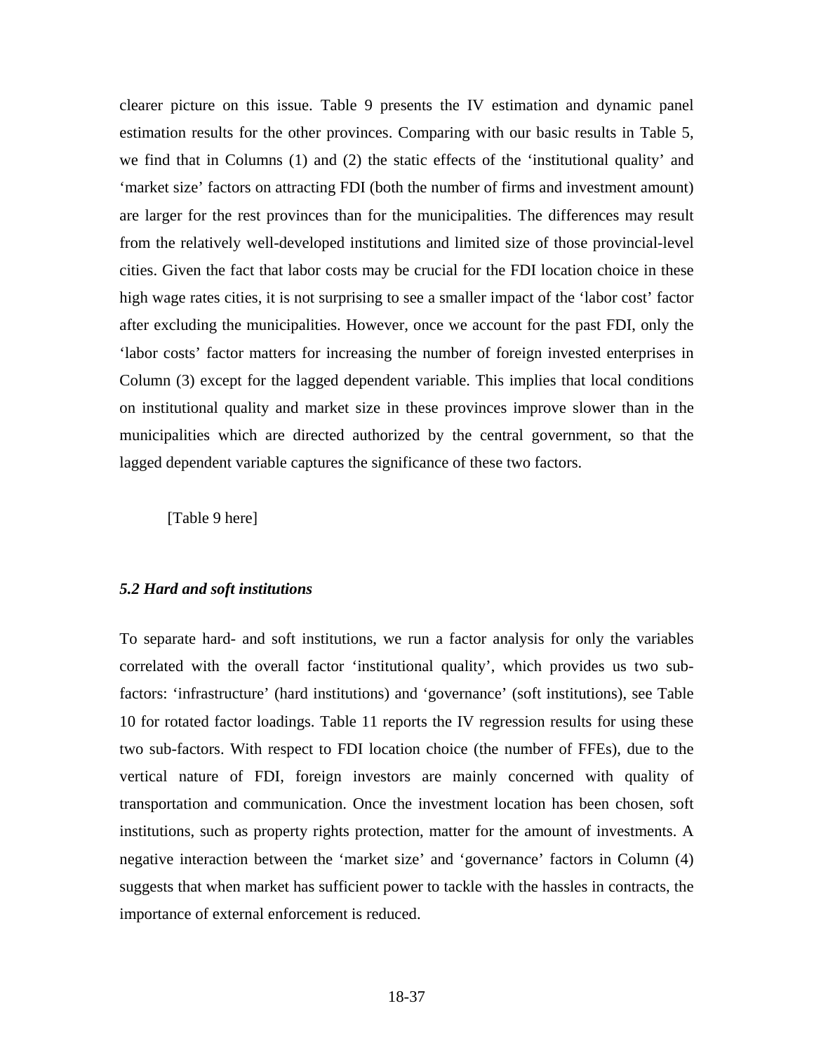clearer picture on this issue. Table 9 presents the IV estimation and dynamic panel estimation results for the other provinces. Comparing with our basic results in Table 5, we find that in Columns (1) and (2) the static effects of the 'institutional quality' and 'market size' factors on attracting FDI (both the number of firms and investment amount) are larger for the rest provinces than for the municipalities. The differences may result from the relatively well-developed institutions and limited size of those provincial-level cities. Given the fact that labor costs may be crucial for the FDI location choice in these high wage rates cities, it is not surprising to see a smaller impact of the 'labor cost' factor after excluding the municipalities. However, once we account for the past FDI, only the 'labor costs' factor matters for increasing the number of foreign invested enterprises in Column (3) except for the lagged dependent variable. This implies that local conditions on institutional quality and market size in these provinces improve slower than in the municipalities which are directed authorized by the central government, so that the lagged dependent variable captures the significance of these two factors.

[Table 9 here]

### *5.2 Hard and soft institutions*

To separate hard- and soft institutions, we run a factor analysis for only the variables correlated with the overall factor 'institutional quality', which provides us two sub-factors: 'infrastructure' (hard institutions) and 'governance' (soft institutions), see Table 10 for rotated factor loadings. Table 11 reports the IV regression results for using these two sub-factors. With respect to FDI location choice (the number of FFEs), due to the vertical nature of FDI, foreign investors are mainly concerned with quality of transportation and communication. Once the investment location has been chosen, soft institutions, such as property rights protection, matter for the amount of investments. A negative interaction between the 'market size' and 'governance' factors in Column (4) suggests that when market has sufficient power to tackle with the hassles in contracts, the importance of external enforcement is reduced.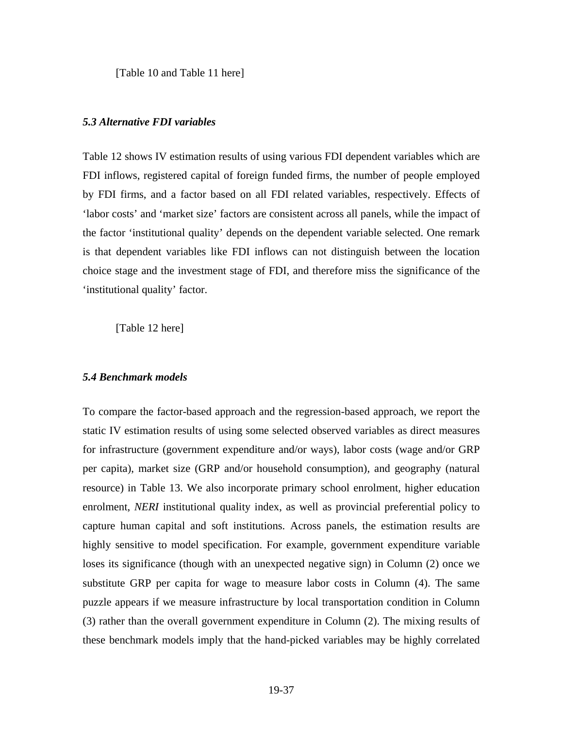[Table 10 and Table 11 here]

### *5.3 Alternative FDI variables*

Table 12 shows IV estimation results of using various FDI dependent variables which are FDI inflows, registered capital of foreign funded firms, the number of people employed by FDI firms, and a factor based on all FDI related variables, respectively. Effects of 'labor costs' and 'market size' factors are consistent across all panels, while the impact of the factor 'institutional quality' depends on the dependent variable selected. One remark is that dependent variables like FDI inflows can not distinguish between the location choice stage and the investment stage of FDI, and therefore miss the significance of the 'institutional quality' factor.

[Table 12 here]

### *5.4 Benchmark models*

To compare the factor-based approach and the regression-based approach, we report the static IV estimation results of using some selected observed variables as direct measures for infrastructure (government expenditure and/or ways), labor costs (wage and/or GRP per capita), market size (GRP and/or household consumption), and geography (natural resource) in Table 13. We also incorporate primary school enrolment, higher education enrolment, *NERI* institutional quality index, as well as provincial preferential policy to capture human capital and soft institutions. Across panels, the estimation results are highly sensitive to model specification. For example, government expenditure variable loses its significance (though with an unexpected negative sign) in Column (2) once we substitute GRP per capita for wage to measure labor costs in Column (4). The same puzzle appears if we measure infrastructure by local transportation condition in Column (3) rather than the overall government expenditure in Column (2). The mixing results of these benchmark models imply that the hand-picked variables may be highly correlated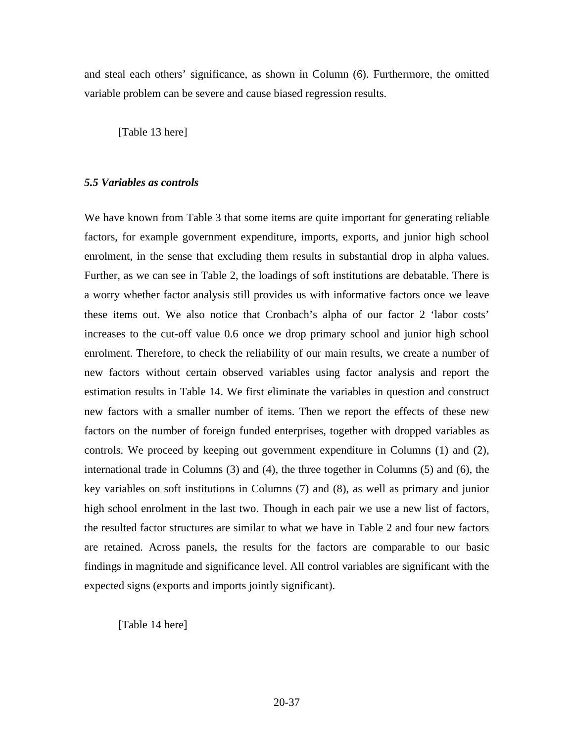and steal each others' significance, as shown in Column (6). Furthermore, the omitted variable problem can be severe and cause biased regression results.

[Table 13 here]

### *5.5 Variables as controls*

We have known from Table 3 that some items are quite important for generating reliable factors, for example government expenditure, imports, exports, and junior high school enrolment, in the sense that excluding them results in substantial drop in alpha values. Further, as we can see in Table 2, the loadings of soft institutions are debatable. There is a worry whether factor analysis still provides us with informative factors once we leave these items out. We also notice that Cronbach's alpha of our factor 2 'labor costs' increases to the cut-off value 0.6 once we drop primary school and junior high school enrolment. Therefore, to check the reliability of our main results, we create a number of new factors without certain observed variables using factor analysis and report the estimation results in Table 14. We first eliminate the variables in question and construct new factors with a smaller number of items. Then we report the effects of these new factors on the number of foreign funded enterprises, together with dropped variables as controls. We proceed by keeping out government expenditure in Columns (1) and (2), international trade in Columns (3) and (4), the three together in Columns (5) and (6), the key variables on soft institutions in Columns (7) and (8), as well as primary and junior high school enrolment in the last two. Though in each pair we use a new list of factors, the resulted factor structures are similar to what we have in Table 2 and four new factors are retained. Across panels, the results for the factors are comparable to our basic findings in magnitude and significance level. All control variables are significant with the expected signs (exports and imports jointly significant).

[Table 14 here]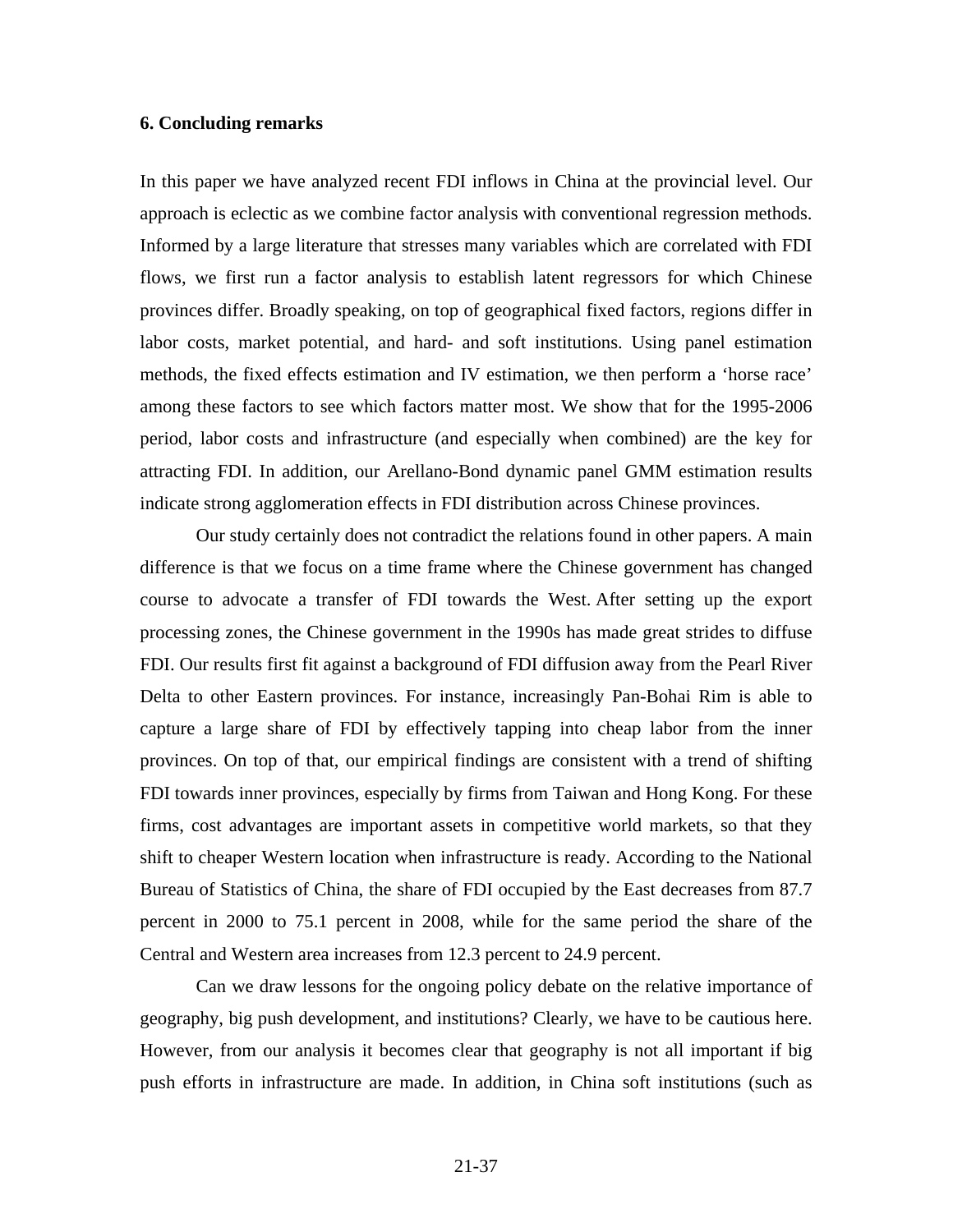## 6. Concluding remarks

In this paper we have analyzed recent FDI inflows in China at the provincial level. Our approach is eclectic as we combine factor analysis with conventional regression methods. Informed by a large literature that stresses many variables which are correlated with FDI flows, we first run a factor analysis to establish latent regressors for which Chinese provinces differ. Broadly speaking, on top of geographical fixed factors, regions differ in labor costs, market potential, and hard- and soft institutions. Using panel estimation methods, the fixed effects estimation and IV estimation, we then perform a 'horse race' among these factors to see which factors matter most. We show that for the 1995-2006 period, labor costs and infrastructure (and especially when combined) are the key for attracting FDI. In addition, our Arellano-Bond dynamic panel GMM estimation results indicate strong agglomeration effects in FDI distribution across Chinese provinces.

Our study certainly does not contradict the relations found in other papers. A main difference is that we focus on a time frame where the Chinese government has changed course to advocate a transfer of FDI towards the West. After setting up the export processing zones, the Chinese government in the 1990s has made great strides to diffuse FDI. Our results first fit against a background of FDI diffusion away from the Pearl River Delta to other Eastern provinces. For instance, increasingly Pan-Bohai Rim is able to capture a large share of FDI by effectively tapping into cheap labor from the inner provinces. On top of that, our empirical findings are consistent with a trend of shifting FDI towards inner provinces, especially by firms from Taiwan and Hong Kong. For these firms, cost advantages are important assets in competitive world markets, so that they shift to cheaper Western location when infrastructure is ready. According to the National Bureau of Statistics of China, the share of FDI occupied by the East decreases from 87.7 percent in 2000 to 75.1 percent in 2008, while for the same period the share of the Central and Western area increases from 12.3 percent to 24.9 percent.

Can we draw lessons for the ongoing policy debate on the relative importance of geography, big push development, and institutions? Clearly, we have to be cautious here. However, from our analysis it becomes clear that geography is not all important if big push efforts in infrastructure are made. In addition, in China soft institutions (such as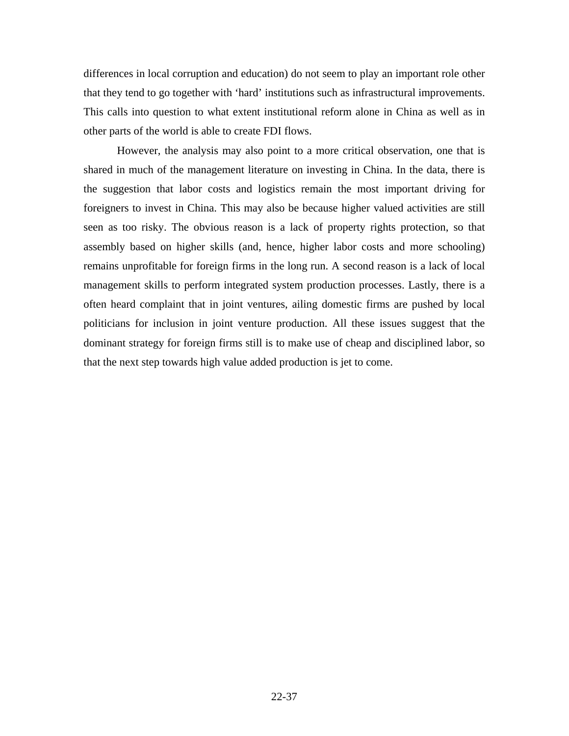differences in local corruption and education) do not seem to play an important role other that they tend to go together with ‘hard’ institutions such as infrastructural improvements. This calls into question to what extent institutional reform alone in China as well as in other parts of the world is able to create FDI flows.

However, the analysis may also point to a more critical observation, one that is shared in much of the management literature on investing in China. In the data, there is the suggestion that labor costs and logistics remain the most important driving for foreigners to invest in China. This may also be because higher valued activities are still seen as too risky. The obvious reason is a lack of property rights protection, so that assembly based on higher skills (and, hence, higher labor costs and more schooling) remains unprofitable for foreign firms in the long run. A second reason is a lack of local management skills to perform integrated system production processes. Lastly, there is a often heard complaint that in joint ventures, ailing domestic firms are pushed by local politicians for inclusion in joint venture production. All these issues suggest that the dominant strategy for foreign firms still is to make use of cheap and disciplined labor, so that the next step towards high value added production is jet to come.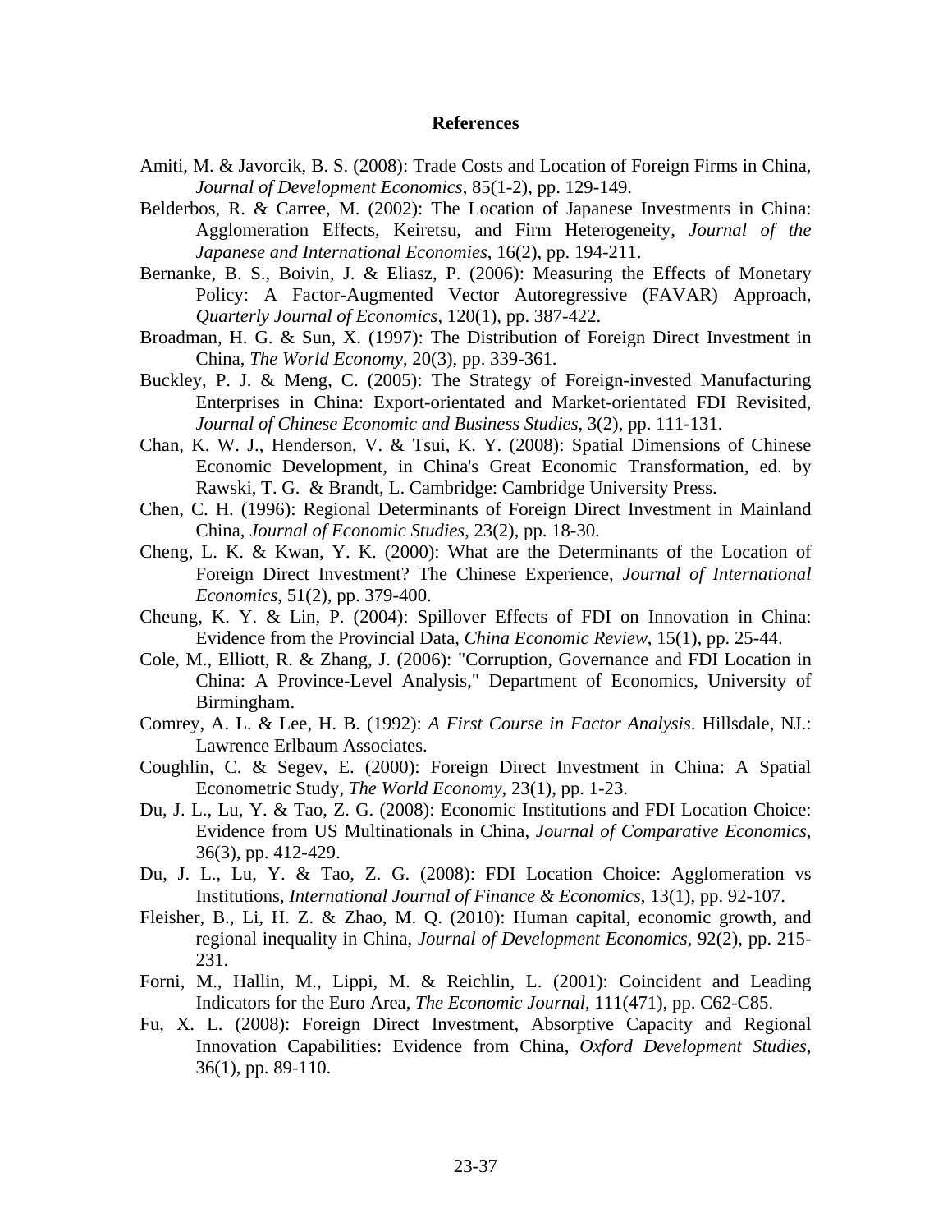# References

Amiti, M. & Javorcik, B. S. (2008): Trade Costs and Location of Foreign Firms in China, *Journal of Development Economics*, 85(1-2), pp. 129-149.

Belderbos, R. & Carree, M. (2002): The Location of Japanese Investments in China: Agglomeration Effects, Keiretsu, and Firm Heterogeneity, *Journal of the Japanese and International Economies*, 16(2), pp. 194-211.

Bernanke, B. S., Boivin, J. & Eliasz, P. (2006): Measuring the Effects of Monetary Policy: A Factor-Augmented Vector Autoregressive (FAVAR) Approach, *Quarterly Journal of Economics*, 120(1), pp. 387-422.

Broadman, H. G. & Sun, X. (1997): The Distribution of Foreign Direct Investment in China, *The World Economy*, 20(3), pp. 339-361.

Buckley, P. J. & Meng, C. (2005): The Strategy of Foreign-invested Manufacturing Enterprises in China: Export-orientated and Market-orientated FDI Revisited, *Journal of Chinese Economic and Business Studies*, 3(2), pp. 111-131.

Chan, K. W. J., Henderson, V. & Tsui, K. Y. (2008): Spatial Dimensions of Chinese Economic Development, in China's Great Economic Transformation, ed. by Rawski, T. G. & Brandt, L. Cambridge: Cambridge University Press.

Chen, C. H. (1996): Regional Determinants of Foreign Direct Investment in Mainland China, *Journal of Economic Studies*, 23(2), pp. 18-30.

Cheng, L. K. & Kwan, Y. K. (2000): What are the Determinants of the Location of Foreign Direct Investment? The Chinese Experience, *Journal of International Economics*, 51(2), pp. 379-400.

Cheung, K. Y. & Lin, P. (2004): Spillover Effects of FDI on Innovation in China: Evidence from the Provincial Data, *China Economic Review*, 15(1), pp. 25-44.

Cole, M., Elliott, R. & Zhang, J. (2006): "Corruption, Governance and FDI Location in China: A Province-Level Analysis," Department of Economics, University of Birmingham.

Comrey, A. L. & Lee, H. B. (1992): *A First Course in Factor Analysis*. Hillsdale, NJ.: Lawrence Erlbaum Associates.

Coughlin, C. & Segev, E. (2000): Foreign Direct Investment in China: A Spatial Econometric Study, *The World Economy*, 23(1), pp. 1-23.

Du, J. L., Lu, Y. & Tao, Z. G. (2008): Economic Institutions and FDI Location Choice: Evidence from US Multinationals in China, *Journal of Comparative Economics*, 36(3), pp. 412-429.

Du, J. L., Lu, Y. & Tao, Z. G. (2008): FDI Location Choice: Agglomeration vs Institutions, *International Journal of Finance & Economics*, 13(1), pp. 92-107.

Fleisher, B., Li, H. Z. & Zhao, M. Q. (2010): Human capital, economic growth, and regional inequality in China, *Journal of Development Economics*, 92(2), pp. 215-231.

Forni, M., Hallin, M., Lippi, M. & Reichlin, L. (2001): Coincident and Leading Indicators for the Euro Area, *The Economic Journal*, 111(471), pp. C62-C85.

Fu, X. L. (2008): Foreign Direct Investment, Absorptive Capacity and Regional Innovation Capabilities: Evidence from China, *Oxford Development Studies*, 36(1), pp. 89-110.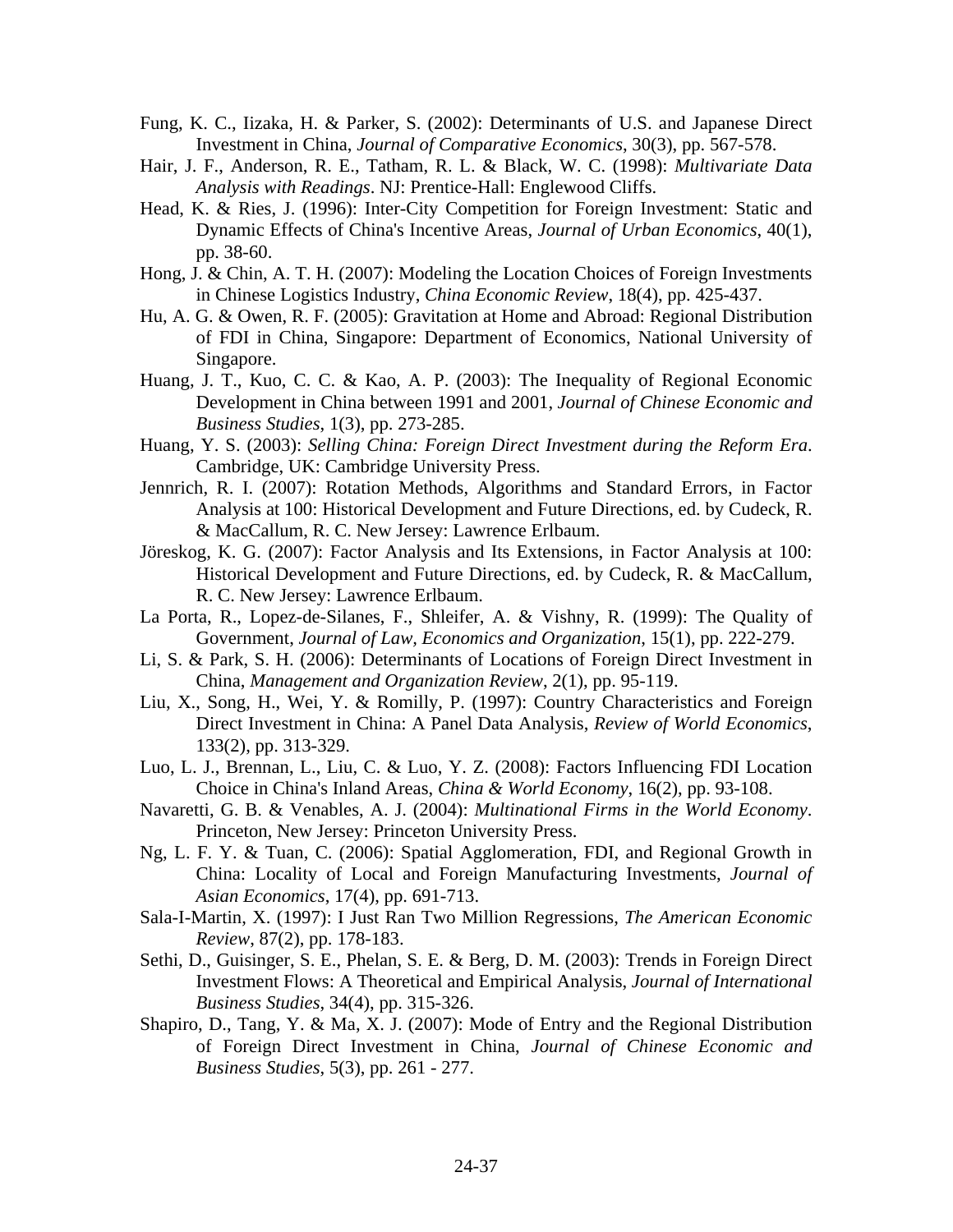Fung, K. C., Iizaka, H. & Parker, S. (2002): Determinants of U.S. and Japanese Direct Investment in China, *Journal of Comparative Economics*, 30(3), pp. 567-578.

Hair, J. F., Anderson, R. E., Tatham, R. L. & Black, W. C. (1998): *Multivariate Data Analysis with Readings*. NJ: Prentice-Hall: Englewood Cliffs.

Head, K. & Ries, J. (1996): Inter-City Competition for Foreign Investment: Static and Dynamic Effects of China's Incentive Areas, *Journal of Urban Economics*, 40(1), pp. 38-60.

Hong, J. & Chin, A. T. H. (2007): Modeling the Location Choices of Foreign Investments in Chinese Logistics Industry, *China Economic Review*, 18(4), pp. 425-437.

Hu, A. G. & Owen, R. F. (2005): Gravitation at Home and Abroad: Regional Distribution of FDI in China, Singapore: Department of Economics, National University of Singapore.

Huang, J. T., Kuo, C. C. & Kao, A. P. (2003): The Inequality of Regional Economic Development in China between 1991 and 2001, *Journal of Chinese Economic and Business Studies*, 1(3), pp. 273-285.

Huang, Y. S. (2003): *Selling China: Foreign Direct Investment during the Reform Era*. Cambridge, UK: Cambridge University Press.

Jennrich, R. I. (2007): Rotation Methods, Algorithms and Standard Errors, in Factor Analysis at 100: Historical Development and Future Directions, ed. by Cudeck, R. & MacCallum, R. C. New Jersey: Lawrence Erlbaum.

Jöreskog, K. G. (2007): Factor Analysis and Its Extensions, in Factor Analysis at 100: Historical Development and Future Directions, ed. by Cudeck, R. & MacCallum, R. C. New Jersey: Lawrence Erlbaum.

La Porta, R., Lopez-de-Silanes, F., Shleifer, A. & Vishny, R. (1999): The Quality of Government, *Journal of Law, Economics and Organization*, 15(1), pp. 222-279.

Li, S. & Park, S. H. (2006): Determinants of Locations of Foreign Direct Investment in China, *Management and Organization Review*, 2(1), pp. 95-119.

Liu, X., Song, H., Wei, Y. & Romilly, P. (1997): Country Characteristics and Foreign Direct Investment in China: A Panel Data Analysis, *Review of World Economics*, 133(2), pp. 313-329.

Luo, L. J., Brennan, L., Liu, C. & Luo, Y. Z. (2008): Factors Influencing FDI Location Choice in China's Inland Areas, *China & World Economy*, 16(2), pp. 93-108.

Navaretti, G. B. & Venables, A. J. (2004): *Multinational Firms in the World Economy*. Princeton, New Jersey: Princeton University Press.

Ng, L. F. Y. & Tuan, C. (2006): Spatial Agglomeration, FDI, and Regional Growth in China: Locality of Local and Foreign Manufacturing Investments, *Journal of Asian Economics*, 17(4), pp. 691-713.

Sala-I-Martin, X. (1997): I Just Ran Two Million Regressions, *The American Economic Review*, 87(2), pp. 178-183.

Sethi, D., Guisinger, S. E., Phelan, S. E. & Berg, D. M. (2003): Trends in Foreign Direct Investment Flows: A Theoretical and Empirical Analysis, *Journal of International Business Studies*, 34(4), pp. 315-326.

Shapiro, D., Tang, Y. & Ma, X. J. (2007): Mode of Entry and the Regional Distribution of Foreign Direct Investment in China, *Journal of Chinese Economic and Business Studies*, 5(3), pp. 261 - 277.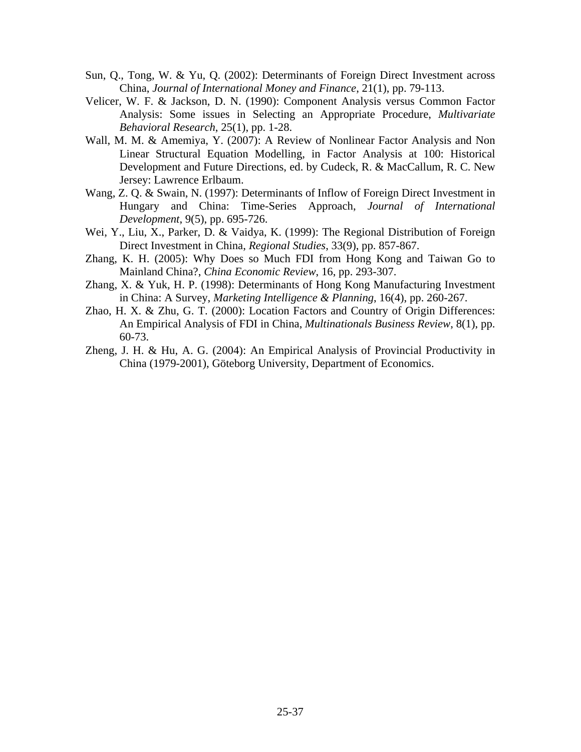Sun, Q., Tong, W. & Yu, Q. (2002): Determinants of Foreign Direct Investment across China, *Journal of International Money and Finance*, 21(1), pp. 79-113.

Velicer, W. F. & Jackson, D. N. (1990): Component Analysis versus Common Factor Analysis: Some issues in Selecting an Appropriate Procedure, *Multivariate Behavioral Research*, 25(1), pp. 1-28.

Wall, M. M. & Amemiya, Y. (2007): A Review of Nonlinear Factor Analysis and Non Linear Structural Equation Modelling, in Factor Analysis at 100: Historical Development and Future Directions, ed. by Cudeck, R. & MacCallum, R. C. New Jersey: Lawrence Erlbaum.

Wang, Z. Q. & Swain, N. (1997): Determinants of Inflow of Foreign Direct Investment in Hungary and China: Time-Series Approach, *Journal of International Development*, 9(5), pp. 695-726.

Wei, Y., Liu, X., Parker, D. & Vaidya, K. (1999): The Regional Distribution of Foreign Direct Investment in China, *Regional Studies*, 33(9), pp. 857-867.

Zhang, K. H. (2005): Why Does so Much FDI from Hong Kong and Taiwan Go to Mainland China?, *China Economic Review*, 16, pp. 293-307.

Zhang, X. & Yuk, H. P. (1998): Determinants of Hong Kong Manufacturing Investment in China: A Survey, *Marketing Intelligence & Planning*, 16(4), pp. 260-267.

Zhao, H. X. & Zhu, G. T. (2000): Location Factors and Country of Origin Differences: An Empirical Analysis of FDI in China, *Multinationals Business Review*, 8(1), pp. 60-73.

Zheng, J. H. & Hu, A. G. (2004): An Empirical Analysis of Provincial Productivity in China (1979-2001), Göteborg University, Department of Economics.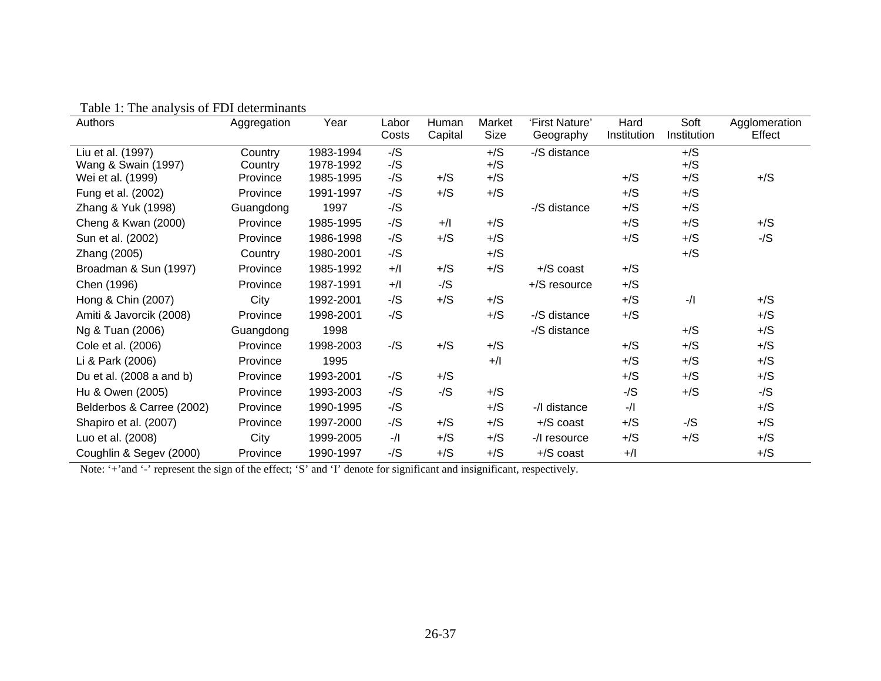Table 1: The analysis of FDI determinants

| Authors | Aggregation | Year | Labor Costs | Human Capital | Market Size | 'First Nature' Geography | Hard Institution | Soft Institution | Agglomeration Effect |
|---|---|---|---|---|---|---|---|---|---|
| Liu et al. (1997) | Country | 1983-1994 | -/S | | +/S | -/S distance | | +/S | |
| Wang & Swain (1997) | Country | 1978-1992 | -/S | | +/S | | | +/S | |
| Wei et al. (1999) | Province | 1985-1995 | -/S | +/S | +/S | | +/S | +/S | +/S |
| Fung et al. (2002) | Province | 1991-1997 | -/S | +/S | +/S | | +/S | +/S | |
| Zhang & Yuk (1998) | Guangdong | 1997 | -/S | | | -/S distance | +/S | +/S | |
| Cheng & Kwan (2000) | Province | 1985-1995 | -/S | +/I | +/S | | +/S | +/S | +/S |
| Sun et al. (2002) | Province | 1986-1998 | -/S | +/S | +/S | | +/S | +/S | -/S |
| Zhang (2005) | Country | 1980-2001 | -/S | | +/S | | | +/S | |
| Broadman & Sun (1997) | Province | 1985-1992 | +/I | +/S | +/S | +/S coast | +/S | | |
| Chen (1996) | Province | 1987-1991 | +/I | -/S | | +/S resource | +/S | | |
| Hong & Chin (2007) | City | 1992-2001 | -/S | +/S | +/S | | +/S | -/I | +/S |
| Amiti & Javorcik (2008) | Province | 1998-2001 | -/S | | +/S | -/S distance | +/S | | +/S |
| Ng & Tuan (2006) | Guangdong | 1998 | | | | -/S distance | | +/S | +/S |
| Cole et al. (2006) | Province | 1998-2003 | -/S | +/S | +/S | | +/S | +/S | +/S |
| Li & Park (2006) | Province | 1995 | | | +/I | | +/S | +/S | +/S |
| Du et al. (2008 a and b) | Province | 1993-2001 | -/S | +/S | | | +/S | +/S | +/S |
| Hu & Owen (2005) | Province | 1993-2003 | -/S | -/S | +/S | | -/S | +/S | -/S |
| Belderbos & Carree (2002) | Province | 1990-1995 | -/S | | +/S | -/I distance | -/I | | +/S |
| Shapiro et al. (2007) | Province | 1997-2000 | -/S | +/S | +/S | +/S coast | +/S | -/S | +/S |
| Luo et al. (2008) | City | 1999-2005 | -/I | +/S | +/S | -/I resource | +/S | +/S | +/S |
| Coughlin & Segev (2000) | Province | 1990-1997 | -/S | +/S | +/S | +/S coast | +/I | | +/S |

Note: '+'and '-' represent the sign of the effect; 'S' and 'I' denote for significant and insignificant, respectively.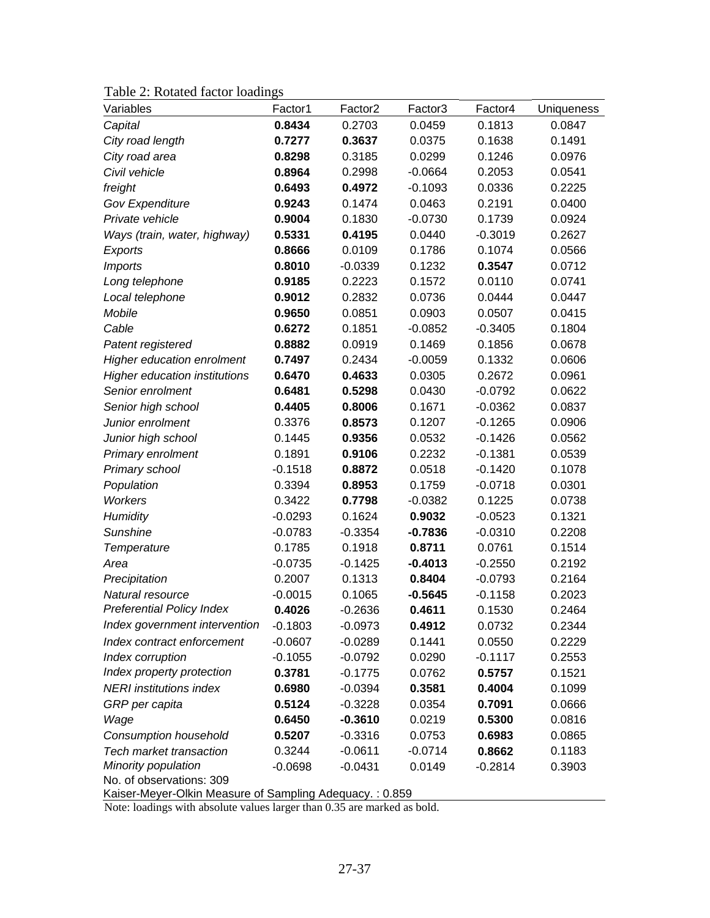Table 2: Rotated factor loadings

| Variables | Factor1 | Factor2 | Factor3 | Factor4 | Uniqueness |
|---|---|---|---|---|---|
| *Capital* | **0.8434** | 0.2703 | 0.0459 | 0.1813 | 0.0847 |
| *City road length* | **0.7277** | **0.3637** | 0.0375 | 0.1638 | 0.1491 |
| *City road area* | **0.8298** | 0.3185 | 0.0299 | 0.1246 | 0.0976 |
| *Civil vehicle* | **0.8964** | 0.2998 | -0.0664 | 0.2053 | 0.0541 |
| *freight* | **0.6493** | **0.4972** | -0.1093 | 0.0336 | 0.2225 |
| *Gov Expenditure* | **0.9243** | 0.1474 | 0.0463 | 0.2191 | 0.0400 |
| *Private vehicle* | **0.9004** | 0.1830 | -0.0730 | 0.1739 | 0.0924 |
| *Ways (train, water, highway)* | **0.5331** | **0.4195** | 0.0440 | -0.3019 | 0.2627 |
| *Exports* | **0.8666** | 0.0109 | 0.1786 | 0.1074 | 0.0566 |
| *Imports* | **0.8010** | -0.0339 | 0.1232 | **0.3547** | 0.0712 |
| *Long telephone* | **0.9185** | 0.2223 | 0.1572 | 0.0110 | 0.0741 |
| *Local telephone* | **0.9012** | 0.2832 | 0.0736 | 0.0444 | 0.0447 |
| *Mobile* | **0.9650** | 0.0851 | 0.0903 | 0.0507 | 0.0415 |
| *Cable* | **0.6272** | 0.1851 | -0.0852 | -0.3405 | 0.1804 |
| *Patent registered* | **0.8882** | 0.0919 | 0.1469 | 0.1856 | 0.0678 |
| *Higher education enrolment* | **0.7497** | 0.2434 | -0.0059 | 0.1332 | 0.0606 |
| *Higher education institutions* | **0.6470** | **0.4633** | 0.0305 | 0.2672 | 0.0961 |
| *Senior enrolment* | **0.6481** | **0.5298** | 0.0430 | -0.0792 | 0.0622 |
| *Senior high school* | **0.4405** | **0.8006** | 0.1671 | -0.0362 | 0.0837 |
| *Junior enrolment* | 0.3376 | **0.8573** | 0.1207 | -0.1265 | 0.0906 |
| *Junior high school* | 0.1445 | **0.9356** | 0.0532 | -0.1426 | 0.0562 |
| *Primary enrolment* | 0.1891 | **0.9106** | 0.2232 | -0.1381 | 0.0539 |
| *Primary school* | -0.1518 | **0.8872** | 0.0518 | -0.1420 | 0.1078 |
| *Population* | 0.3394 | **0.8953** | 0.1759 | -0.0718 | 0.0301 |
| *Workers* | 0.3422 | **0.7798** | -0.0382 | 0.1225 | 0.0738 |
| *Humidity* | -0.0293 | 0.1624 | **0.9032** | -0.0523 | 0.1321 |
| *Sunshine* | -0.0783 | -0.3354 | **-0.7836** | -0.0310 | 0.2208 |
| *Temperature* | 0.1785 | 0.1918 | **0.8711** | 0.0761 | 0.1514 |
| *Area* | -0.0735 | -0.1425 | **-0.4013** | -0.2550 | 0.2192 |
| *Precipitation* | 0.2007 | 0.1313 | **0.8404** | -0.0793 | 0.2164 |
| *Natural resource* | -0.0015 | 0.1065 | **-0.5645** | -0.1158 | 0.2023 |
| *Preferential Policy Index* | **0.4026** | -0.2636 | **0.4611** | 0.1530 | 0.2464 |
| *Index government intervention* | -0.1803 | -0.0973 | **0.4912** | 0.0732 | 0.2344 |
| *Index contract enforcement* | -0.0607 | -0.0289 | 0.1441 | 0.0550 | 0.2229 |
| *Index corruption* | -0.1055 | -0.0792 | 0.0290 | -0.1117 | 0.2553 |
| *Index property protection* | **0.3781** | -0.1775 | 0.0762 | **0.5757** | 0.1521 |
| *NERI institutions index* | **0.6980** | -0.0394 | **0.3581** | **0.4004** | 0.1099 |
| *GRP per capita* | **0.5124** | -0.3228 | 0.0354 | **0.7091** | 0.0666 |
| *Wage* | **0.6450** | **-0.3610** | 0.0219 | **0.5300** | 0.0816 |
| *Consumption household* | **0.5207** | -0.3316 | 0.0753 | **0.6983** | 0.0865 |
| *Tech market transaction* | 0.3244 | -0.0611 | -0.0714 | **0.8662** | 0.1183 |
| *Minority population* | -0.0698 | -0.0431 | 0.0149 | -0.2814 | 0.3903 |

No. of observations: 309

Kaiser-Meyer-Olkin Measure of Sampling Adequacy. : 0.859

Note: loadings with absolute values larger than 0.35 are marked as bold.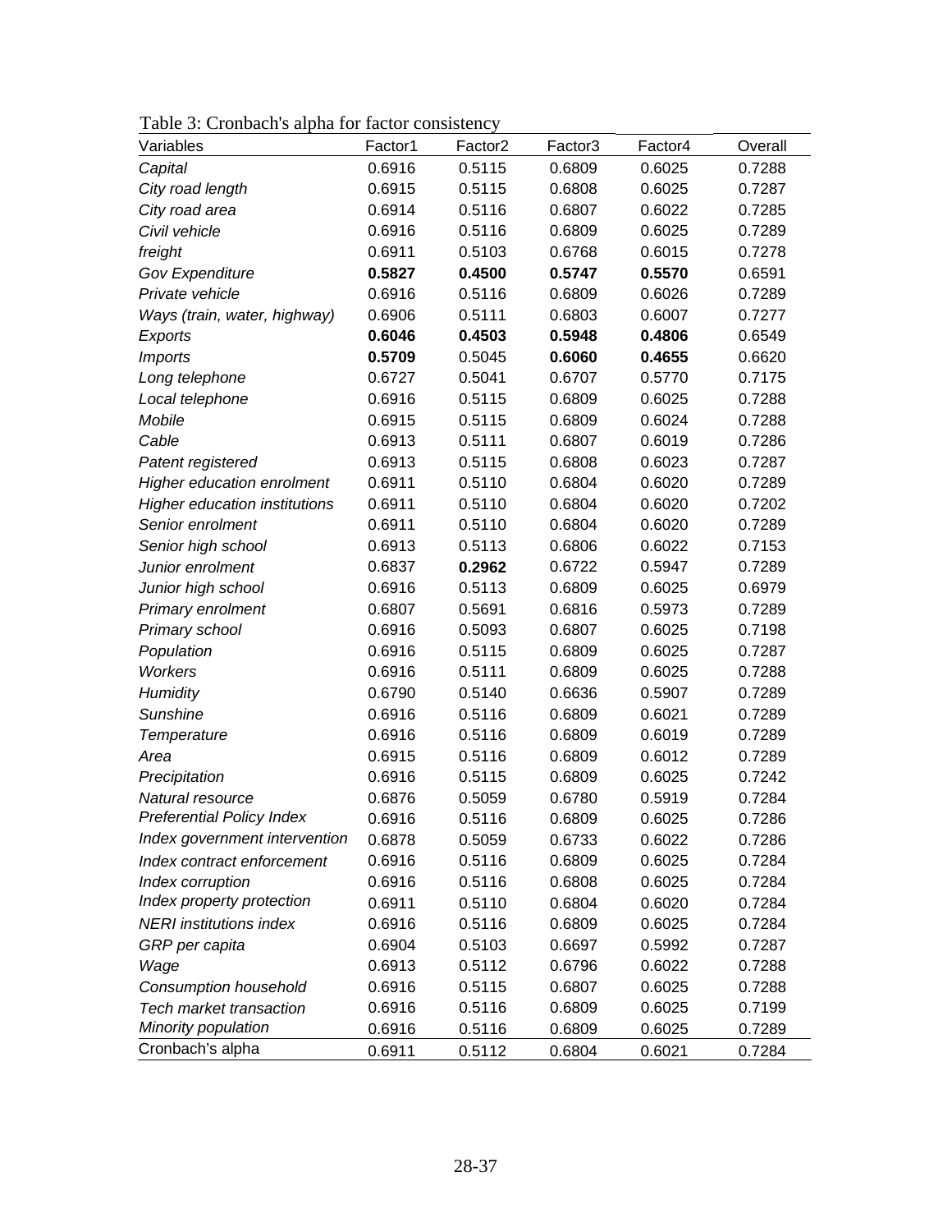Table 3: Cronbach's alpha for factor consistency

| Variables | Factor1 | Factor2 | Factor3 | Factor4 | Overall |
|---|---|---|---|---|---|
| *Capital* | 0.6916 | 0.5115 | 0.6809 | 0.6025 | 0.7288 |
| *City road length* | 0.6915 | 0.5115 | 0.6808 | 0.6025 | 0.7287 |
| *City road area* | 0.6914 | 0.5116 | 0.6807 | 0.6022 | 0.7285 |
| *Civil vehicle* | 0.6916 | 0.5116 | 0.6809 | 0.6025 | 0.7289 |
| *freight* | 0.6911 | 0.5103 | 0.6768 | 0.6015 | 0.7278 |
| *Gov Expenditure* | **0.5827** | **0.4500** | **0.5747** | **0.5570** | 0.6591 |
| *Private vehicle* | 0.6916 | 0.5116 | 0.6809 | 0.6026 | 0.7289 |
| *Ways (train, water, highway)* | 0.6906 | 0.5111 | 0.6803 | 0.6007 | 0.7277 |
| *Exports* | **0.6046** | **0.4503** | **0.5948** | **0.4806** | 0.6549 |
| *Imports* | **0.5709** | 0.5045 | **0.6060** | **0.4655** | 0.6620 |
| *Long telephone* | 0.6727 | 0.5041 | 0.6707 | 0.5770 | 0.7175 |
| *Local telephone* | 0.6916 | 0.5115 | 0.6809 | 0.6025 | 0.7288 |
| *Mobile* | 0.6915 | 0.5115 | 0.6809 | 0.6024 | 0.7288 |
| *Cable* | 0.6913 | 0.5111 | 0.6807 | 0.6019 | 0.7286 |
| *Patent registered* | 0.6913 | 0.5115 | 0.6808 | 0.6023 | 0.7287 |
| *Higher education enrolment* | 0.6911 | 0.5110 | 0.6804 | 0.6020 | 0.7289 |
| *Higher education institutions* | 0.6911 | 0.5110 | 0.6804 | 0.6020 | 0.7202 |
| *Senior enrolment* | 0.6911 | 0.5110 | 0.6804 | 0.6020 | 0.7289 |
| *Senior high school* | 0.6913 | 0.5113 | 0.6806 | 0.6022 | 0.7153 |
| *Junior enrolment* | 0.6837 | **0.2962** | 0.6722 | 0.5947 | 0.7289 |
| *Junior high school* | 0.6916 | 0.5113 | 0.6809 | 0.6025 | 0.6979 |
| *Primary enrolment* | 0.6807 | 0.5691 | 0.6816 | 0.5973 | 0.7289 |
| *Primary school* | 0.6916 | 0.5093 | 0.6807 | 0.6025 | 0.7198 |
| *Population* | 0.6916 | 0.5115 | 0.6809 | 0.6025 | 0.7287 |
| *Workers* | 0.6916 | 0.5111 | 0.6809 | 0.6025 | 0.7288 |
| *Humidity* | 0.6790 | 0.5140 | 0.6636 | 0.5907 | 0.7289 |
| *Sunshine* | 0.6916 | 0.5116 | 0.6809 | 0.6021 | 0.7289 |
| *Temperature* | 0.6916 | 0.5116 | 0.6809 | 0.6019 | 0.7289 |
| *Area* | 0.6915 | 0.5116 | 0.6809 | 0.6012 | 0.7289 |
| *Precipitation* | 0.6916 | 0.5115 | 0.6809 | 0.6025 | 0.7242 |
| *Natural resource* | 0.6876 | 0.5059 | 0.6780 | 0.5919 | 0.7284 |
| *Preferential Policy Index* | 0.6916 | 0.5116 | 0.6809 | 0.6025 | 0.7286 |
| *Index government intervention* | 0.6878 | 0.5059 | 0.6733 | 0.6022 | 0.7286 |
| *Index contract enforcement* | 0.6916 | 0.5116 | 0.6809 | 0.6025 | 0.7284 |
| *Index corruption* | 0.6916 | 0.5116 | 0.6808 | 0.6025 | 0.7284 |
| *Index property protection* | 0.6911 | 0.5110 | 0.6804 | 0.6020 | 0.7284 |
| *NERI institutions index* | 0.6916 | 0.5116 | 0.6809 | 0.6025 | 0.7284 |
| *GRP per capita* | 0.6904 | 0.5103 | 0.6697 | 0.5992 | 0.7287 |
| *Wage* | 0.6913 | 0.5112 | 0.6796 | 0.6022 | 0.7288 |
| *Consumption household* | 0.6916 | 0.5115 | 0.6807 | 0.6025 | 0.7288 |
| *Tech market transaction* | 0.6916 | 0.5116 | 0.6809 | 0.6025 | 0.7199 |
| *Minority population* | 0.6916 | 0.5116 | 0.6809 | 0.6025 | 0.7289 |
| Cronbach's alpha | 0.6911 | 0.5112 | 0.6804 | 0.6021 | 0.7284 |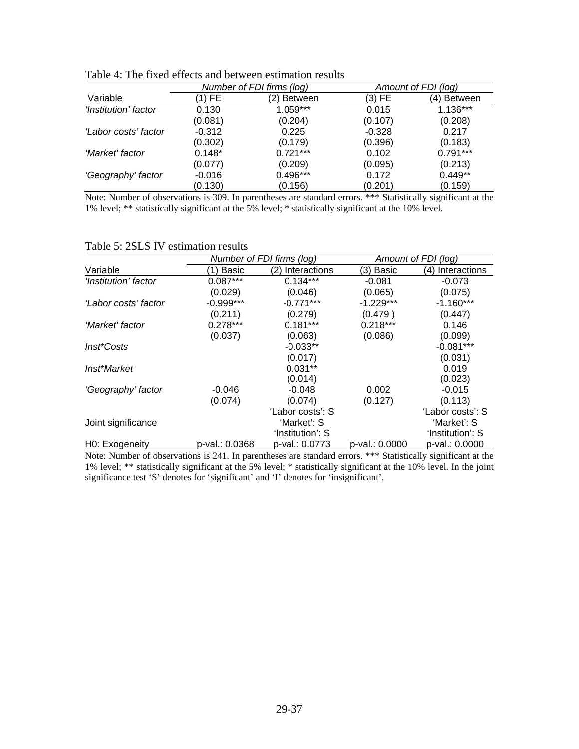Table 4: The fixed effects and between estimation results

| | *Number of FDI firms (log)* | | *Amount of FDI (log)* | |
|---|---|---|---|---|
| Variable | (1) FE | (2) Between | (3) FE | (4) Between |
| *'Institution' factor* | 0.130 | 1.059*** | 0.015 | 1.136*** |
| | (0.081) | (0.204) | (0.107) | (0.208) |
| *'Labor costs' factor* | -0.312 | 0.225 | -0.328 | 0.217 |
| | (0.302) | (0.179) | (0.396) | (0.183) |
| *'Market' factor* | 0.148* | 0.721*** | 0.102 | 0.791*** |
| | (0.077) | (0.209) | (0.095) | (0.213) |
| *'Geography' factor* | -0.016 | 0.496*** | 0.172 | 0.449** |
| | (0.130) | (0.156) | (0.201) | (0.159) |

Note: Number of observations is 309. In parentheses are standard errors. *** Statistically significant at the 1% level; ** statistically significant at the 5% level; * statistically significant at the 10% level.

Table 5: 2SLS IV estimation results

| | *Number of FDI firms (log)* | | *Amount of FDI (log)* | |
|---|---|---|---|---|
| Variable | (1) Basic | (2) Interactions | (3) Basic | (4) Interactions |
| *'Institution' factor* | 0.087*** | 0.134*** | -0.081 | -0.073 |
| | (0.029) | (0.046) | (0.065) | (0.075) |
| *'Labor costs' factor* | -0.999*** | -0.771*** | -1.229*** | -1.160*** |
| | (0.211) | (0.279) | (0.479 ) | (0.447) |
| *'Market' factor* | 0.278*** | 0.181*** | 0.218*** | 0.146 |
| | (0.037) | (0.063) | (0.086) | (0.099) |
| *Inst*Costs* | | -0.033** | | -0.081*** |
| | | (0.017) | | (0.031) |
| *Inst*Market* | | 0.031** | | 0.019 |
| | | (0.014) | | (0.023) |
| *'Geography' factor* | -0.046 | -0.048 | 0.002 | -0.015 |
| | (0.074) | (0.074) | (0.127) | (0.113) |
| Joint significance | | 'Labor costs': S<br>'Market': S<br>'Institution': S | | 'Labor costs': S<br>'Market': S<br>'Institution': S |
| H0: Exogeneity | p-val.: 0.0368 | p-val.: 0.0773 | p-val.: 0.0000 | p-val.: 0.0000 |

Note: Number of observations is 241. In parentheses are standard errors. *** Statistically significant at the 1% level; ** statistically significant at the 5% level; * statistically significant at the 10% level. In the joint significance test 'S' denotes for 'significant' and 'I' denotes for 'insignificant'.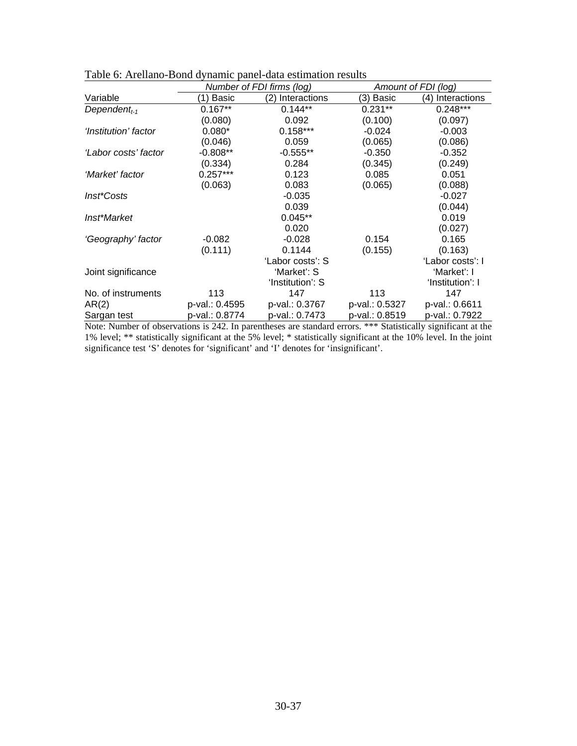Table 6: Arellano-Bond dynamic panel-data estimation results

| | *Number of FDI firms (log)* | | *Amount of FDI (log)* | |
|---|---|---|---|---|
| Variable | (1) Basic | (2) Interactions | (3) Basic | (4) Interactions |
| *Dependent$_{t-1}$* | 0.167** | 0.144** | 0.231** | 0.248*** |
| | (0.080) | 0.092 | (0.100) | (0.097) |
| *'Institution' factor* | 0.080* | 0.158*** | -0.024 | -0.003 |
| | (0.046) | 0.059 | (0.065) | (0.086) |
| *'Labor costs' factor* | -0.808** | -0.555** | -0.350 | -0.352 |
| | (0.334) | 0.284 | (0.345) | (0.249) |
| *'Market' factor* | 0.257*** | 0.123 | 0.085 | 0.051 |
| | (0.063) | 0.083 | (0.065) | (0.088) |
| *Inst*Costs* | | -0.035 | | -0.027 |
| | | 0.039 | | (0.044) |
| *Inst*Market* | | 0.045** | | 0.019 |
| | | 0.020 | | (0.027) |
| *'Geography' factor* | -0.082 | -0.028 | 0.154 | 0.165 |
| | (0.111) | 0.1144 | (0.155) | (0.163) |
| Joint significance | | 'Labor costs': S<br>'Market': S<br>'Institution': S | | 'Labor costs': I<br>'Market': I<br>'Institution': I |
| No. of instruments | 113 | 147 | 113 | 147 |
| AR(2) | p-val.: 0.4595 | p-val.: 0.3767 | p-val.: 0.5327 | p-val.: 0.6611 |
| Sargan test | p-val.: 0.8774 | p-val.: 0.7473 | p-val.: 0.8519 | p-val.: 0.7922 |

Note: Number of observations is 242. In parentheses are standard errors. *** Statistically significant at the 1% level; ** statistically significant at the 5% level; * statistically significant at the 10% level. In the joint significance test 'S' denotes for 'significant' and 'I' denotes for 'insignificant'.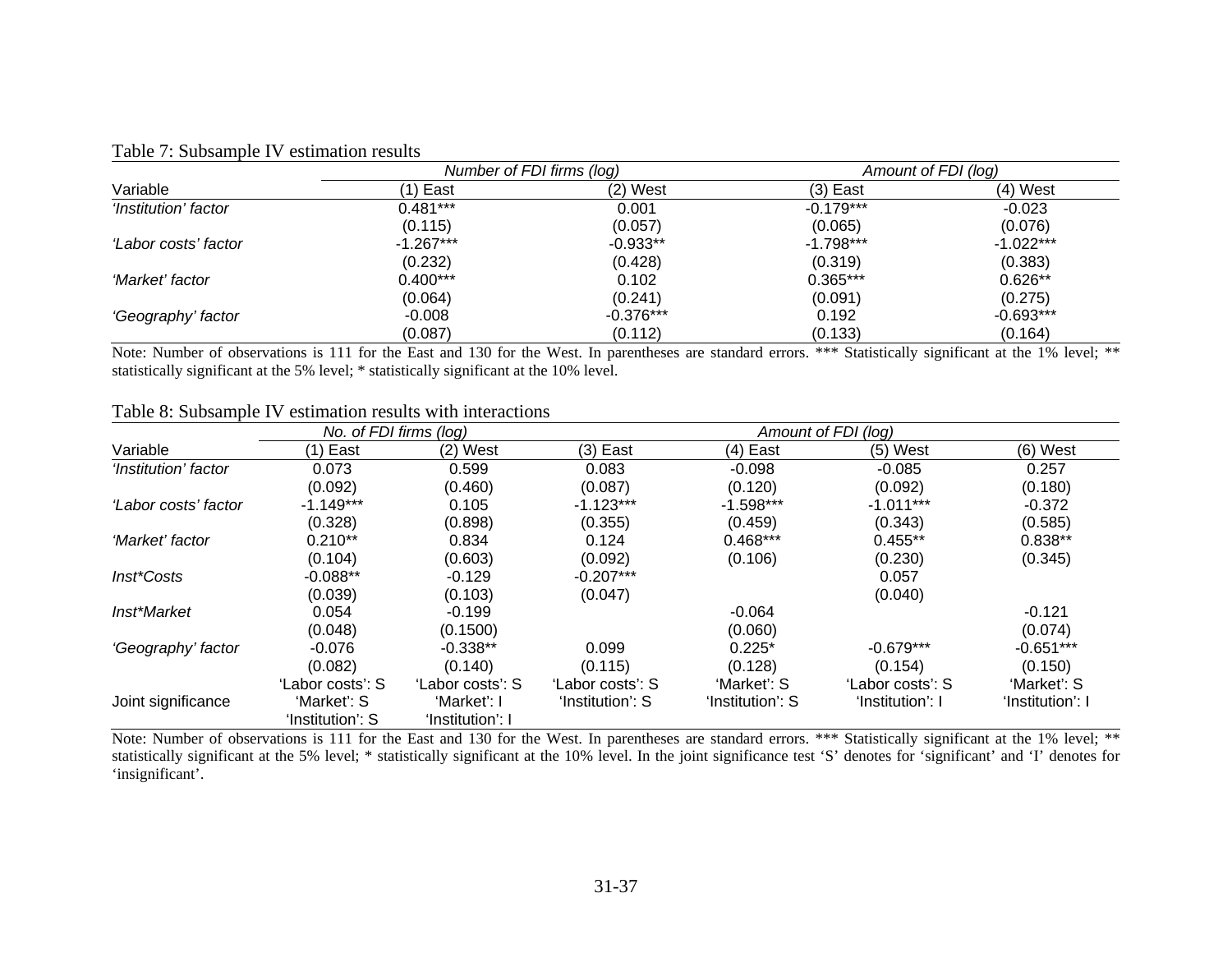Table 7: Subsample IV estimation results

| | Number of FDI firms (log) | | Amount of FDI (log) | |
|---|---|---|---|---|
| Variable | (1) East | (2) West | (3) East | (4) West |
| *'Institution' factor* | 0.481*** | 0.001 | -0.179*** | -0.023 |
| | (0.115) | (0.057) | (0.065) | (0.076) |
| *'Labor costs' factor* | -1.267*** | -0.933** | -1.798*** | -1.022*** |
| | (0.232) | (0.428) | (0.319) | (0.383) |
| *'Market' factor* | 0.400*** | 0.102 | 0.365*** | 0.626** |
| | (0.064) | (0.241) | (0.091) | (0.275) |
| *'Geography' factor* | -0.008 | -0.376*** | 0.192 | -0.693*** |
| | (0.087) | (0.112) | (0.133) | (0.164) |

Note: Number of observations is 111 for the East and 130 for the West. In parentheses are standard errors. *** Statistically significant at the 1% level; ** statistically significant at the 5% level; * statistically significant at the 10% level.

Table 8: Subsample IV estimation results with interactions

| | No. of FDI firms (log) | | Amount of FDI (log) | | | |
|---|---|---|---|---|---|---|
| Variable | (1) East | (2) West | (3) East | (4) East | (5) West | (6) West |
| *'Institution' factor* | 0.073 | 0.599 | 0.083 | -0.098 | -0.085 | 0.257 |
| | (0.092) | (0.460) | (0.087) | (0.120) | (0.092) | (0.180) |
| *'Labor costs' factor* | -1.149*** | 0.105 | -1.123*** | -1.598*** | -1.011*** | -0.372 |
| | (0.328) | (0.898) | (0.355) | (0.459) | (0.343) | (0.585) |
| *'Market' factor* | 0.210** | 0.834 | 0.124 | 0.468*** | 0.455** | 0.838** |
| | (0.104) | (0.603) | (0.092) | (0.106) | (0.230) | (0.345) |
| *Inst\*Costs* | -0.088** | -0.129 | -0.207*** | | 0.057 | |
| | (0.039) | (0.103) | (0.047) | | (0.040) | |
| *Inst\*Market* | 0.054 | -0.199 | | -0.064 | | -0.121 |
| | (0.048) | (0.1500) | | (0.060) | | (0.074) |
| *'Geography' factor* | -0.076 | -0.338** | 0.099 | 0.225* | -0.679*** | -0.651*** |
| | (0.082) | (0.140) | (0.115) | (0.128) | (0.154) | (0.150) |
| Joint significance | 'Labor costs': S<br>'Market': S<br>'Institution': S | 'Labor costs': S<br>'Market': I<br>'Institution': I | 'Labor costs': S<br>'Institution': S | 'Market': S<br>'Institution': S | 'Labor costs': S<br>'Institution': I | 'Market': S<br>'Institution': I |

Note: Number of observations is 111 for the East and 130 for the West. In parentheses are standard errors. *** Statistically significant at the 1% level; ** statistically significant at the 5% level; * statistically significant at the 10% level. In the joint significance test 'S' denotes for 'significant' and 'I' denotes for 'insignificant'.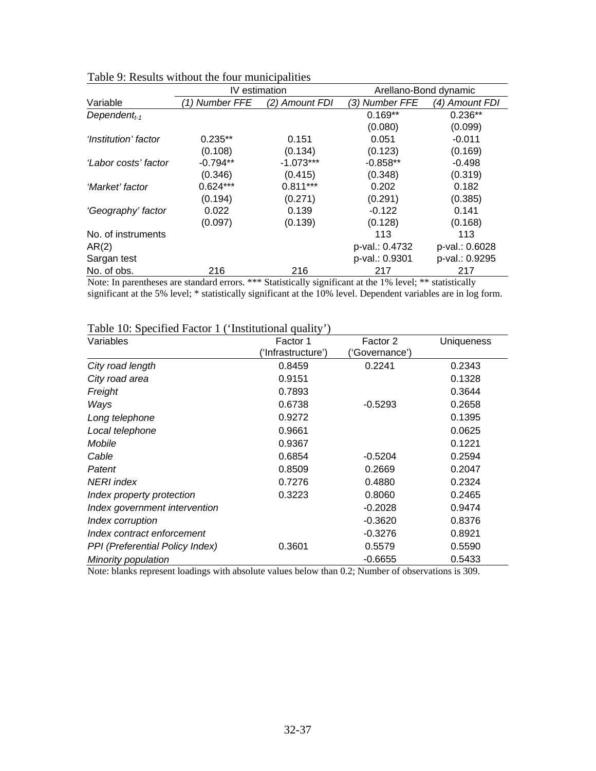Table 9: Results without the four municipalities

| | IV estimation | | Arellano-Bond dynamic | |
|---|---|---|---|---|
| Variable | *(1) Number FFE* | *(2) Amount FDI* | *(3) Number FFE* | *(4) Amount FDI* |
| *Dependent$_{t-1}$* | | | 0.169** | 0.236** |
| | | | (0.080) | (0.099) |
| *'Institution' factor* | 0.235** | 0.151 | 0.051 | -0.011 |
| | (0.108) | (0.134) | (0.123) | (0.169) |
| *'Labor costs' factor* | -0.794** | -1.073*** | -0.858** | -0.498 |
| | (0.346) | (0.415) | (0.348) | (0.319) |
| *'Market' factor* | 0.624*** | 0.811*** | 0.202 | 0.182 |
| | (0.194) | (0.271) | (0.291) | (0.385) |
| *'Geography' factor* | 0.022 | 0.139 | -0.122 | 0.141 |
| | (0.097) | (0.139) | (0.128) | (0.168) |
| No. of instruments | | | 113 | 113 |
| AR(2) | | | p-val.: 0.4732 | p-val.: 0.6028 |
| Sargan test | | | p-val.: 0.9301 | p-val.: 0.9295 |
| No. of obs. | 216 | 216 | 217 | 217 |

Note: In parentheses are standard errors. *** Statistically significant at the 1% level; ** statistically significant at the 5% level; * statistically significant at the 10% level. Dependent variables are in log form.

Table 10: Specified Factor 1 ('Institutional quality')

| Variables | Factor 1 ('Infrastructure') | Factor 2 ('Governance') | Uniqueness |
|---|---|---|---|
| *City road length* | 0.8459 | 0.2241 | 0.2343 |
| *City road area* | 0.9151 | | 0.1328 |
| *Freight* | 0.7893 | | 0.3644 |
| *Ways* | 0.6738 | -0.5293 | 0.2658 |
| *Long telephone* | 0.9272 | | 0.1395 |
| *Local telephone* | 0.9661 | | 0.0625 |
| *Mobile* | 0.9367 | | 0.1221 |
| *Cable* | 0.6854 | -0.5204 | 0.2594 |
| *Patent* | 0.8509 | 0.2669 | 0.2047 |
| *NERI index* | 0.7276 | 0.4880 | 0.2324 |
| *Index property protection* | 0.3223 | 0.8060 | 0.2465 |
| *Index government intervention* | | -0.2028 | 0.9474 |
| *Index corruption* | | -0.3620 | 0.8376 |
| *Index contract enforcement* | | -0.3276 | 0.8921 |
| *PPI (Preferential Policy Index)* | 0.3601 | 0.5579 | 0.5590 |
| *Minority population* | | -0.6655 | 0.5433 |

Note: blanks represent loadings with absolute values below than 0.2; Number of observations is 309.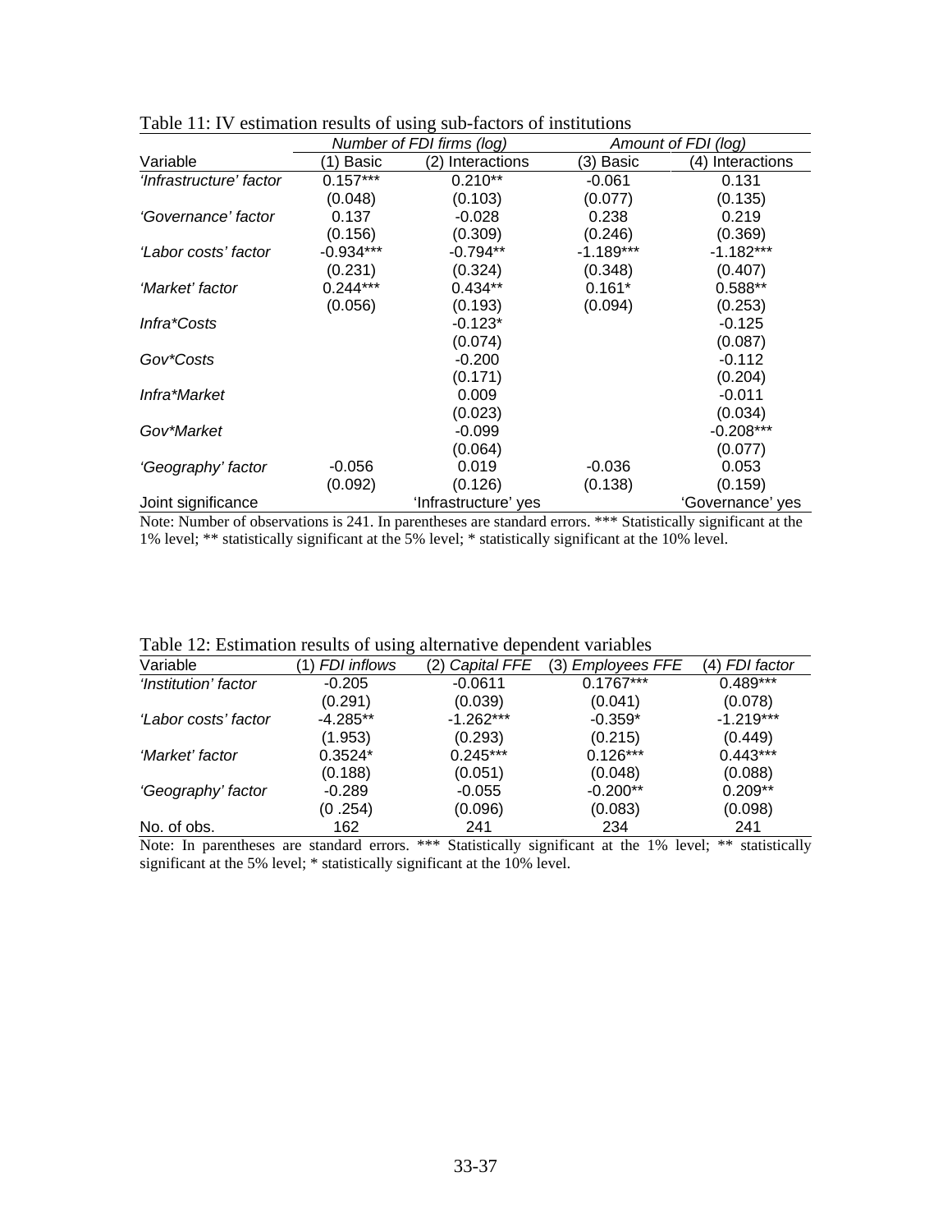Table 11: IV estimation results of using sub-factors of institutions

| | *Number of FDI firms (log)* | | *Amount of FDI (log)* | |
|---|---|---|---|---|
| Variable | (1) Basic | (2) Interactions | (3) Basic | (4) Interactions |
| *'Infrastructure' factor* | 0.157*** | 0.210** | -0.061 | 0.131 |
| | (0.048) | (0.103) | (0.077) | (0.135) |
| *'Governance' factor* | 0.137 | -0.028 | 0.238 | 0.219 |
| | (0.156) | (0.309) | (0.246) | (0.369) |
| *'Labor costs' factor* | -0.934*** | -0.794** | -1.189*** | -1.182*** |
| | (0.231) | (0.324) | (0.348) | (0.407) |
| *'Market' factor* | 0.244*** | 0.434** | 0.161* | 0.588** |
| | (0.056) | (0.193) | (0.094) | (0.253) |
| *Infra*Costs* | | -0.123* | | -0.125 |
| | | (0.074) | | (0.087) |
| *Gov*Costs* | | -0.200 | | -0.112 |
| | | (0.171) | | (0.204) |
| *Infra*Market* | | 0.009 | | -0.011 |
| | | (0.023) | | (0.034) |
| *Gov*Market* | | -0.099 | | -0.208*** |
| | | (0.064) | | (0.077) |
| *'Geography' factor* | -0.056 | 0.019 | -0.036 | 0.053 |
| | (0.092) | (0.126) | (0.138) | (0.159) |
| Joint significance | | 'Infrastructure' yes | | 'Governance' yes |

Note: Number of observations is 241. In parentheses are standard errors. *** Statistically significant at the 1% level; ** statistically significant at the 5% level; * statistically significant at the 10% level.

Table 12: Estimation results of using alternative dependent variables

| Variable | (1) *FDI inflows* | (2) *Capital FFE* | (3) *Employees FFE* | (4) *FDI factor* |
|---|---|---|---|---|
| *'Institution' factor* | -0.205 | -0.0611 | 0.1767*** | 0.489*** |
| | (0.291) | (0.039) | (0.041) | (0.078) |
| *'Labor costs' factor* | -4.285** | -1.262*** | -0.359* | -1.219*** |
| | (1.953) | (0.293) | (0.215) | (0.449) |
| *'Market' factor* | 0.3524* | 0.245*** | 0.126*** | 0.443*** |
| | (0.188) | (0.051) | (0.048) | (0.088) |
| *'Geography' factor* | -0.289 | -0.055 | -0.200** | 0.209** |
| | (0 .254) | (0.096) | (0.083) | (0.098) |
| No. of obs. | 162 | 241 | 234 | 241 |

Note: In parentheses are standard errors. *** Statistically significant at the 1% level; ** statistically significant at the 5% level; * statistically significant at the 10% level.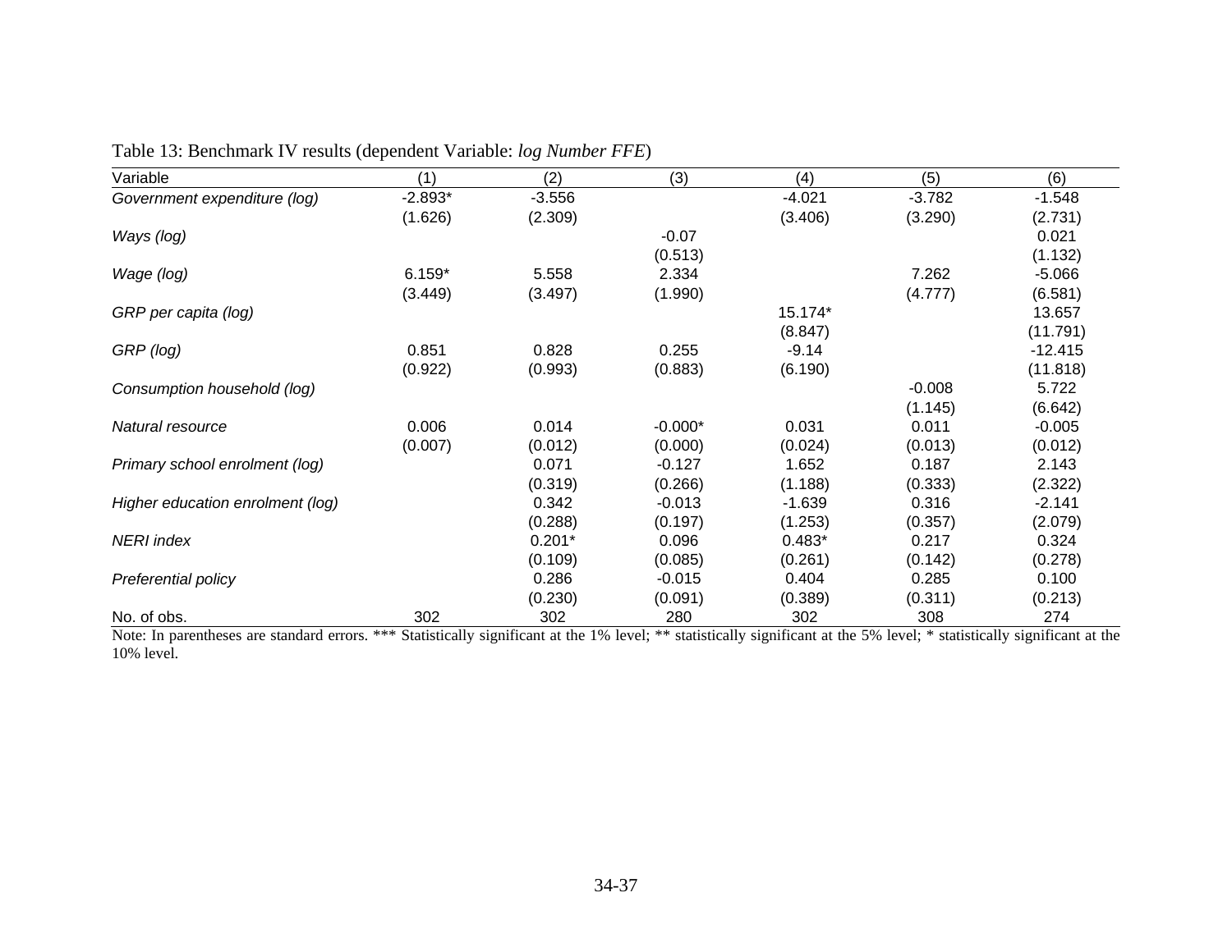Table 13: Benchmark IV results (dependent Variable: *log Number FFE*)

| Variable | (1) | (2) | (3) | (4) | (5) | (6) |
|---|---|---|---|---|---|---|
| *Government expenditure (log)* | -2.893* | -3.556 | | -4.021 | -3.782 | -1.548 |
| | (1.626) | (2.309) | | (3.406) | (3.290) | (2.731) |
| *Ways (log)* | | | -0.07 | | | 0.021 |
| | | | (0.513) | | | (1.132) |
| *Wage (log)* | 6.159* | 5.558 | 2.334 | | 7.262 | -5.066 |
| | (3.449) | (3.497) | (1.990) | | (4.777) | (6.581) |
| *GRP per capita (log)* | | | | 15.174* | | 13.657 |
| | | | | (8.847) | | (11.791) |
| *GRP (log)* | 0.851 | 0.828 | 0.255 | -9.14 | | -12.415 |
| | (0.922) | (0.993) | (0.883) | (6.190) | | (11.818) |
| *Consumption household (log)* | | | | | -0.008 | 5.722 |
| | | | | | (1.145) | (6.642) |
| *Natural resource* | 0.006 | 0.014 | -0.000* | 0.031 | 0.011 | -0.005 |
| | (0.007) | (0.012) | (0.000) | (0.024) | (0.013) | (0.012) |
| *Primary school enrolment (log)* | | 0.071 | -0.127 | 1.652 | 0.187 | 2.143 |
| | | (0.319) | (0.266) | (1.188) | (0.333) | (2.322) |
| *Higher education enrolment (log)* | | 0.342 | -0.013 | -1.639 | 0.316 | -2.141 |
| | | (0.288) | (0.197) | (1.253) | (0.357) | (2.079) |
| *NERI index* | | 0.201* | 0.096 | 0.483* | 0.217 | 0.324 |
| | | (0.109) | (0.085) | (0.261) | (0.142) | (0.278) |
| *Preferential policy* | | 0.286 | -0.015 | 0.404 | 0.285 | 0.100 |
| | | (0.230) | (0.091) | (0.389) | (0.311) | (0.213) |
| No. of obs. | 302 | 302 | 280 | 302 | 308 | 274 |

Note: In parentheses are standard errors. *** Statistically significant at the 1% level; ** statistically significant at the 5% level; * statistically significant at the 10% level.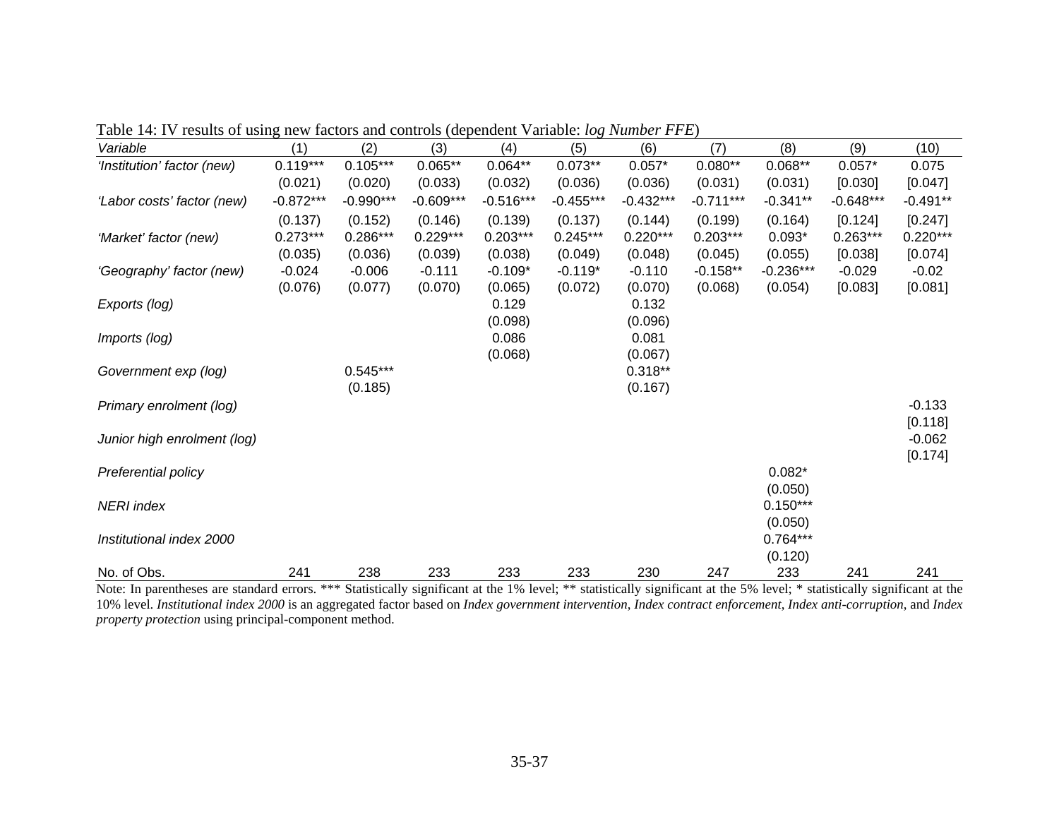Table 14: IV results of using new factors and controls (dependent Variable: *log Number FFE*)

| *Variable* | (1) | (2) | (3) | (4) | (5) | (6) | (7) | (8) | (9) | (10) |
|---|---|---|---|---|---|---|---|---|---|---|
| *'Institution' factor (new)* | 0.119*** | 0.105*** | 0.065** | 0.064** | 0.073** | 0.057* | 0.080** | 0.068** | 0.057* | 0.075 |
| | (0.021) | (0.020) | (0.033) | (0.032) | (0.036) | (0.036) | (0.031) | (0.031) | [0.030] | [0.047] |
| *'Labor costs' factor (new)* | -0.872*** | -0.990*** | -0.609*** | -0.516*** | -0.455*** | -0.432*** | -0.711*** | -0.341** | -0.648*** | -0.491** |
| | (0.137) | (0.152) | (0.146) | (0.139) | (0.137) | (0.144) | (0.199) | (0.164) | [0.124] | [0.247] |
| *'Market' factor (new)* | 0.273*** | 0.286*** | 0.229*** | 0.203*** | 0.245*** | 0.220*** | 0.203*** | 0.093* | 0.263*** | 0.220*** |
| | (0.035) | (0.036) | (0.039) | (0.038) | (0.049) | (0.048) | (0.045) | (0.055) | [0.038] | [0.074] |
| *'Geography' factor (new)* | -0.024 | -0.006 | -0.111 | -0.109* | -0.119* | -0.110 | -0.158** | -0.236*** | -0.029 | -0.02 |
| | (0.076) | (0.077) | (0.070) | (0.065) | (0.072) | (0.070) | (0.068) | (0.054) | [0.083] | [0.081] |
| *Exports (log)* | | | | 0.129 | | 0.132 | | | | |
| | | | | (0.098) | | (0.096) | | | | |
| *Imports (log)* | | | | 0.086 | | 0.081 | | | | |
| | | | | (0.068) | | (0.067) | | | | |
| *Government exp (log)* | | 0.545*** | | | | 0.318** | | | | |
| | | (0.185) | | | | (0.167) | | | | |
| *Primary enrolment (log)* | | | | | | | | | | -0.133 |
| | | | | | | | | | | [0.118] |
| *Junior high enrolment (log)* | | | | | | | | | | -0.062 |
| | | | | | | | | | | [0.174] |
| *Preferential policy* | | | | | | | | 0.082* | | |
| | | | | | | | | (0.050) | | |
| *NERI index* | | | | | | | | 0.150*** | | |
| | | | | | | | | (0.050) | | |
| *Institutional index 2000* | | | | | | | | 0.764*** | | |
| | | | | | | | | (0.120) | | |
| No. of Obs. | 241 | 238 | 233 | 233 | 233 | 230 | 247 | 233 | 241 | 241 |

Note: In parentheses are standard errors. *** Statistically significant at the 1% level; ** statistically significant at the 5% level; * statistically significant at the 10% level. *Institutional index 2000* is an aggregated factor based on *Index government intervention*, *Index contract enforcement*, *Index anti-corruption*, and *Index property protection* using principal-component method.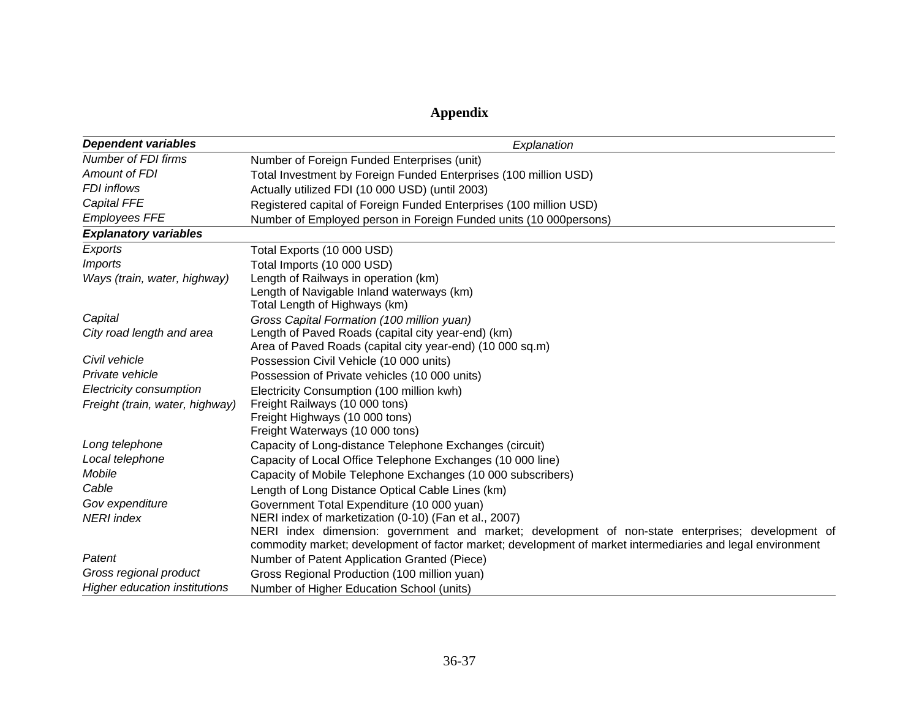# Appendix

| ***Dependent variables*** | *Explanation* |
|---|---|
| *Number of FDI firms* | Number of Foreign Funded Enterprises (unit) |
| *Amount of FDI* | Total Investment by Foreign Funded Enterprises (100 million USD) |
| *FDI inflows* | Actually utilized FDI (10 000 USD) (until 2003) |
| *Capital FFE* | Registered capital of Foreign Funded Enterprises (100 million USD) |
| *Employees FFE* | Number of Employed person in Foreign Funded units (10 000persons) |
| ***Explanatory variables*** | |
| *Exports* | Total Exports (10 000 USD) |
| *Imports* | Total Imports (10 000 USD) |
| *Ways (train, water, highway)* | Length of Railways in operation (km)<br>Length of Navigable Inland waterways (km)<br>Total Length of Highways (km) |
| *Capital* | *Gross Capital Formation (100 million yuan)* |
| *City road length and area* | Length of Paved Roads (capital city year-end) (km)<br>Area of Paved Roads (capital city year-end) (10 000 sq.m) |
| *Civil vehicle* | Possession Civil Vehicle (10 000 units) |
| *Private vehicle* | Possession of Private vehicles (10 000 units) |
| *Electricity consumption* | Electricity Consumption (100 million kwh) |
| *Freight (train, water, highway)* | Freight Railways (10 000 tons)<br>Freight Highways (10 000 tons)<br>Freight Waterways (10 000 tons) |
| *Long telephone* | Capacity of Long-distance Telephone Exchanges (circuit) |
| *Local telephone* | Capacity of Local Office Telephone Exchanges (10 000 line) |
| *Mobile* | Capacity of Mobile Telephone Exchanges (10 000 subscribers) |
| *Cable* | Length of Long Distance Optical Cable Lines (km) |
| *Gov expenditure* | Government Total Expenditure (10 000 yuan) |
| *NERI index* | NERI index of marketization (0-10) (Fan et al., 2007)<br>NERI index dimension: government and market; development of non-state enterprises; development of commodity market; development of factor market; development of market intermediaries and legal environment |
| *Patent* | Number of Patent Application Granted (Piece) |
| *Gross regional product* | Gross Regional Production (100 million yuan) |
| *Higher education institutions* | Number of Higher Education School (units) |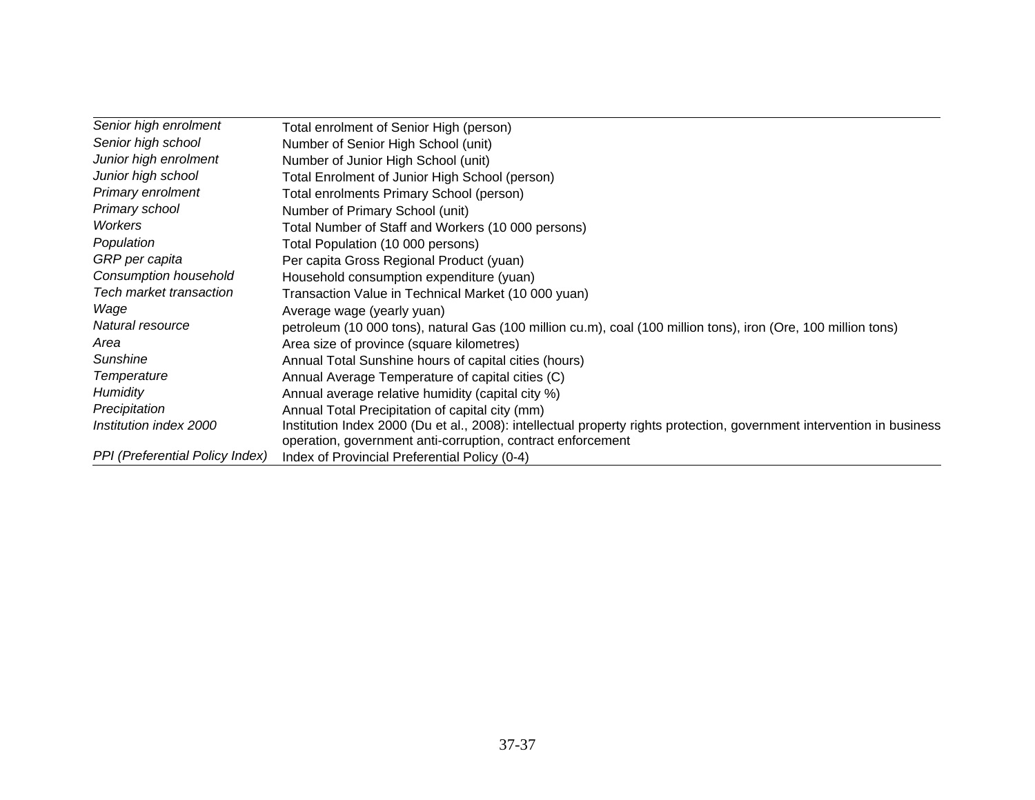| | |
|---|---|
| *Senior high enrolment* | Total enrolment of Senior High (person) |
| *Senior high school* | Number of Senior High School (unit) |
| *Junior high enrolment* | Number of Junior High School (unit) |
| *Junior high school* | Total Enrolment of Junior High School (person) |
| *Primary enrolment* | Total enrolments Primary School (person) |
| *Primary school* | Number of Primary School (unit) |
| *Workers* | Total Number of Staff and Workers (10 000 persons) |
| *Population* | Total Population (10 000 persons) |
| *GRP per capita* | Per capita Gross Regional Product (yuan) |
| *Consumption household* | Household consumption expenditure (yuan) |
| *Tech market transaction* | Transaction Value in Technical Market (10 000 yuan) |
| *Wage* | Average wage (yearly yuan) |
| *Natural resource* | petroleum (10 000 tons), natural Gas (100 million cu.m), coal (100 million tons), iron (Ore, 100 million tons) |
| *Area* | Area size of province (square kilometres) |
| *Sunshine* | Annual Total Sunshine hours of capital cities (hours) |
| *Temperature* | Annual Average Temperature of capital cities (C) |
| *Humidity* | Annual average relative humidity (capital city %) |
| *Precipitation* | Annual Total Precipitation of capital city (mm) |
| *Institution index 2000* | Institution Index 2000 (Du et al., 2008): intellectual property rights protection, government intervention in business operation, government anti-corruption, contract enforcement |
| *PPI (Preferential Policy Index)* | Index of Provincial Preferential Policy (0-4) |